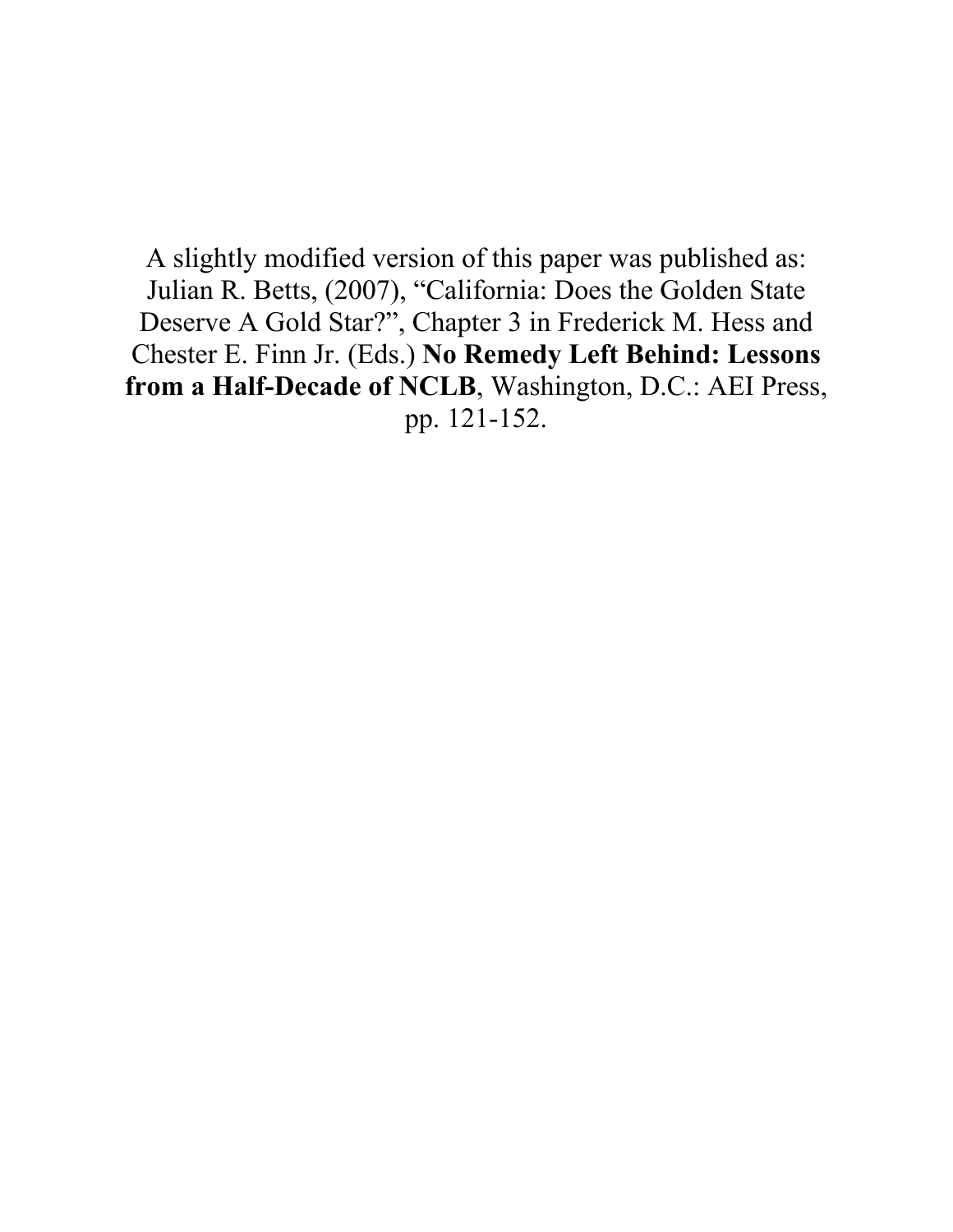A slightly modified version of this paper was published as: Julian R. Betts, (2007), "California: Does the Golden State Deserve A Gold Star?", Chapter 3 in Frederick M. Hess and Chester E. Finn Jr. (Eds.) **No Remedy Left Behind: Lessons from a Half-Decade of NCLB**, Washington, D.C.: AEI Press, pp. 121-152.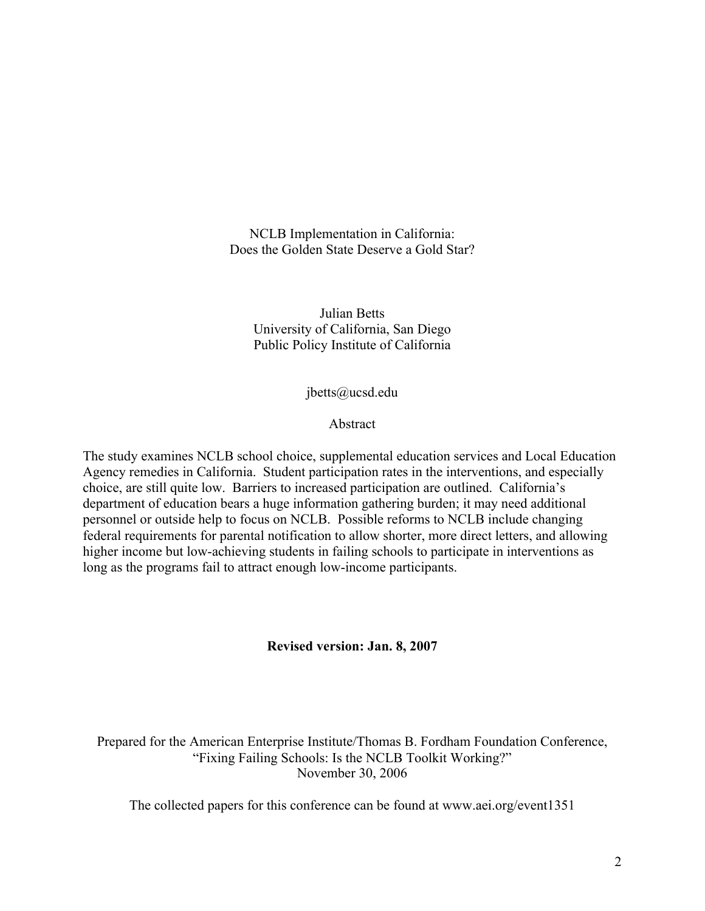# NCLB Implementation in California:
## Does the Golden State Deserve a Gold Star?

Julian Betts
University of California, San Diego
Public Policy Institute of California

jbetts@ucsd.edu

### Abstract

The study examines NCLB school choice, supplemental education services and Local Education Agency remedies in California. Student participation rates in the interventions, and especially choice, are still quite low. Barriers to increased participation are outlined. California's department of education bears a huge information gathering burden; it may need additional personnel or outside help to focus on NCLB. Possible reforms to NCLB include changing federal requirements for parental notification to allow shorter, more direct letters, and allowing higher income but low-achieving students in failing schools to participate in interventions as long as the programs fail to attract enough low-income participants.

**Revised version: Jan. 8, 2007**

Prepared for the American Enterprise Institute/Thomas B. Fordham Foundation Conference, "Fixing Failing Schools: Is the NCLB Toolkit Working?"
November 30, 2006

The collected papers for this conference can be found at www.aei.org/event1351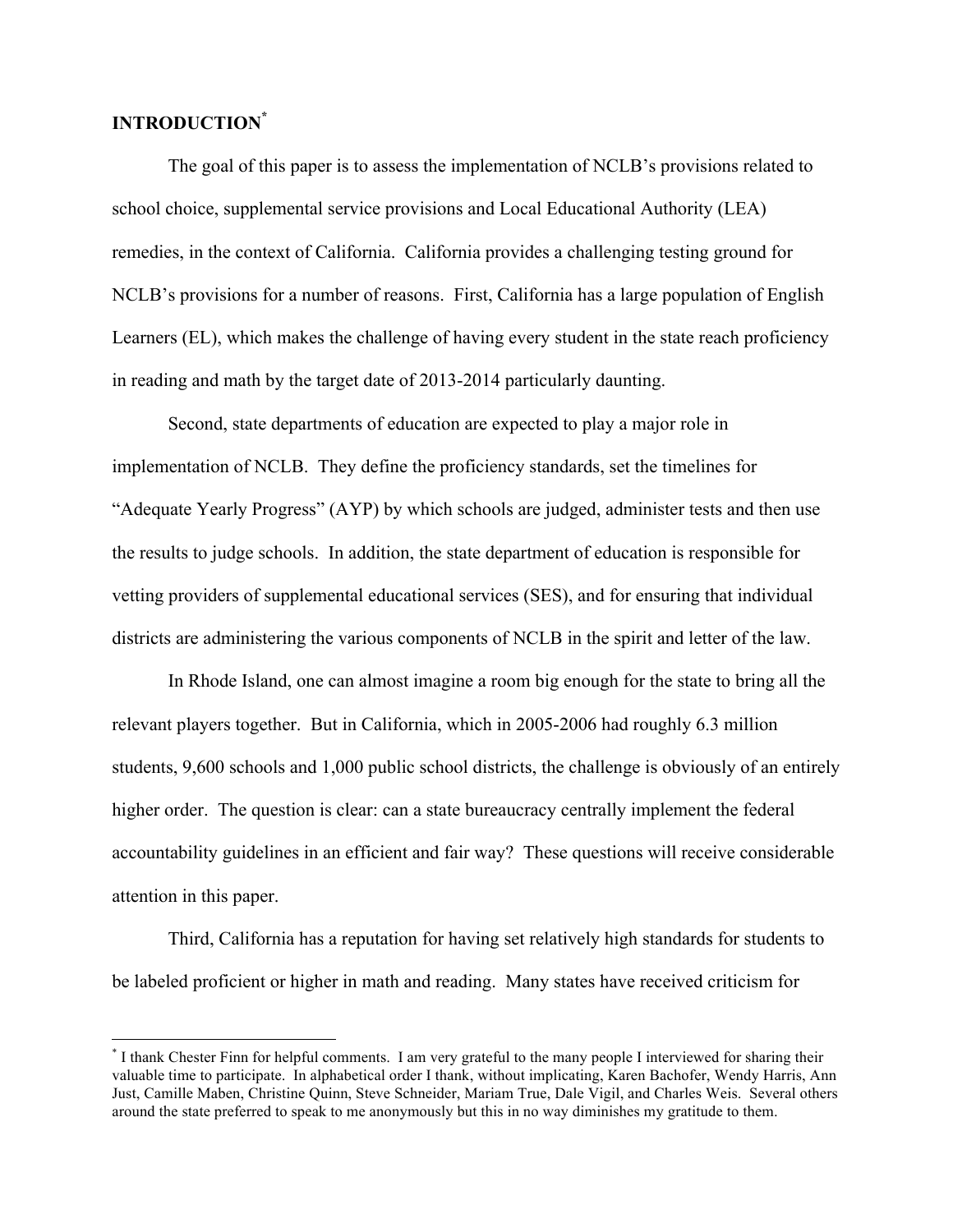## INTRODUCTION[*]

The goal of this paper is to assess the implementation of NCLB's provisions related to school choice, supplemental service provisions and Local Educational Authority (LEA) remedies, in the context of California. California provides a challenging testing ground for NCLB's provisions for a number of reasons. First, California has a large population of English Learners (EL), which makes the challenge of having every student in the state reach proficiency in reading and math by the target date of 2013-2014 particularly daunting.

Second, state departments of education are expected to play a major role in implementation of NCLB. They define the proficiency standards, set the timelines for "Adequate Yearly Progress" (AYP) by which schools are judged, administer tests and then use the results to judge schools. In addition, the state department of education is responsible for vetting providers of supplemental educational services (SES), and for ensuring that individual districts are administering the various components of NCLB in the spirit and letter of the law.

In Rhode Island, one can almost imagine a room big enough for the state to bring all the relevant players together. But in California, which in 2005-2006 had roughly 6.3 million students, 9,600 schools and 1,000 public school districts, the challenge is obviously of an entirely higher order. The question is clear: can a state bureaucracy centrally implement the federal accountability guidelines in an efficient and fair way? These questions will receive considerable attention in this paper.

Third, California has a reputation for having set relatively high standards for students to be labeled proficient or higher in math and reading. Many states have received criticism for

[*] I thank Chester Finn for helpful comments. I am very grateful to the many people I interviewed for sharing their valuable time to participate. In alphabetical order I thank, without implicating, Karen Bachofer, Wendy Harris, Ann Just, Camille Maben, Christine Quinn, Steve Schneider, Mariam True, Dale Vigil, and Charles Weis. Several others around the state preferred to speak to me anonymously but this in no way diminishes my gratitude to them.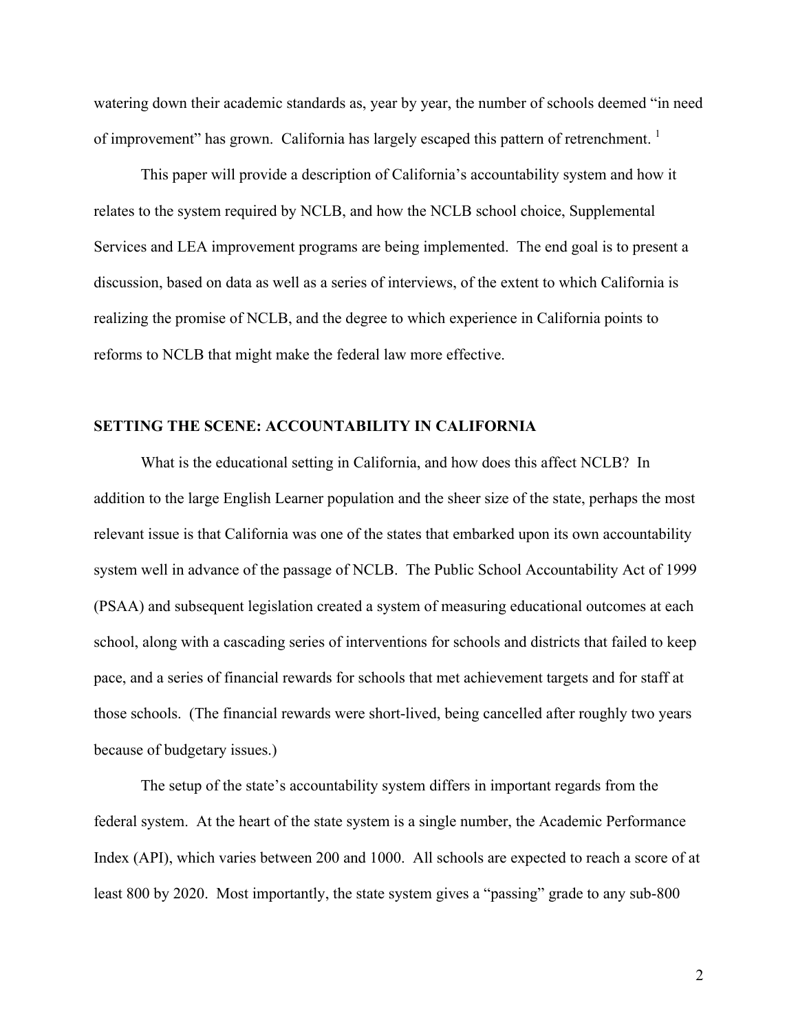watering down their academic standards as, year by year, the number of schools deemed "in need of improvement" has grown. California has largely escaped this pattern of retrenchment. [1]

This paper will provide a description of California's accountability system and how it relates to the system required by NCLB, and how the NCLB school choice, Supplemental Services and LEA improvement programs are being implemented. The end goal is to present a discussion, based on data as well as a series of interviews, of the extent to which California is realizing the promise of NCLB, and the degree to which experience in California points to reforms to NCLB that might make the federal law more effective.

## SETTING THE SCENE: ACCOUNTABILITY IN CALIFORNIA

What is the educational setting in California, and how does this affect NCLB? In addition to the large English Learner population and the sheer size of the state, perhaps the most relevant issue is that California was one of the states that embarked upon its own accountability system well in advance of the passage of NCLB. The Public School Accountability Act of 1999 (PSAA) and subsequent legislation created a system of measuring educational outcomes at each school, along with a cascading series of interventions for schools and districts that failed to keep pace, and a series of financial rewards for schools that met achievement targets and for staff at those schools. (The financial rewards were short-lived, being cancelled after roughly two years because of budgetary issues.)

The setup of the state's accountability system differs in important regards from the federal system. At the heart of the state system is a single number, the Academic Performance Index (API), which varies between 200 and 1000. All schools are expected to reach a score of at least 800 by 2020. Most importantly, the state system gives a "passing" grade to any sub-800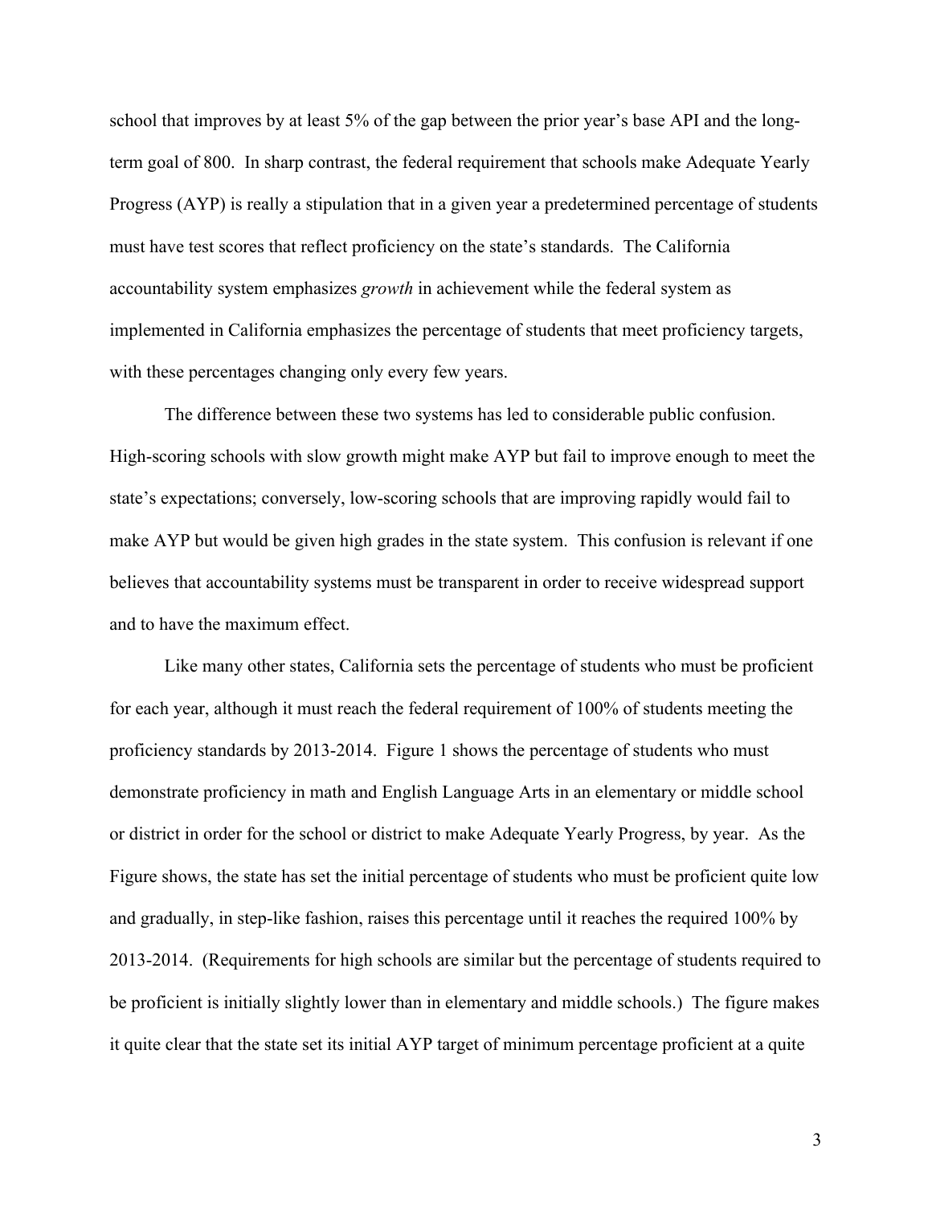school that improves by at least 5% of the gap between the prior year's base API and the long-term goal of 800. In sharp contrast, the federal requirement that schools make Adequate Yearly Progress (AYP) is really a stipulation that in a given year a predetermined percentage of students must have test scores that reflect proficiency on the state's standards. The California accountability system emphasizes *growth* in achievement while the federal system as implemented in California emphasizes the percentage of students that meet proficiency targets, with these percentages changing only every few years.

The difference between these two systems has led to considerable public confusion. High-scoring schools with slow growth might make AYP but fail to improve enough to meet the state's expectations; conversely, low-scoring schools that are improving rapidly would fail to make AYP but would be given high grades in the state system. This confusion is relevant if one believes that accountability systems must be transparent in order to receive widespread support and to have the maximum effect.

Like many other states, California sets the percentage of students who must be proficient for each year, although it must reach the federal requirement of 100% of students meeting the proficiency standards by 2013-2014. Figure 1 shows the percentage of students who must demonstrate proficiency in math and English Language Arts in an elementary or middle school or district in order for the school or district to make Adequate Yearly Progress, by year. As the Figure shows, the state has set the initial percentage of students who must be proficient quite low and gradually, in step-like fashion, raises this percentage until it reaches the required 100% by 2013-2014. (Requirements for high schools are similar but the percentage of students required to be proficient is initially slightly lower than in elementary and middle schools.) The figure makes it quite clear that the state set its initial AYP target of minimum percentage proficient at a quite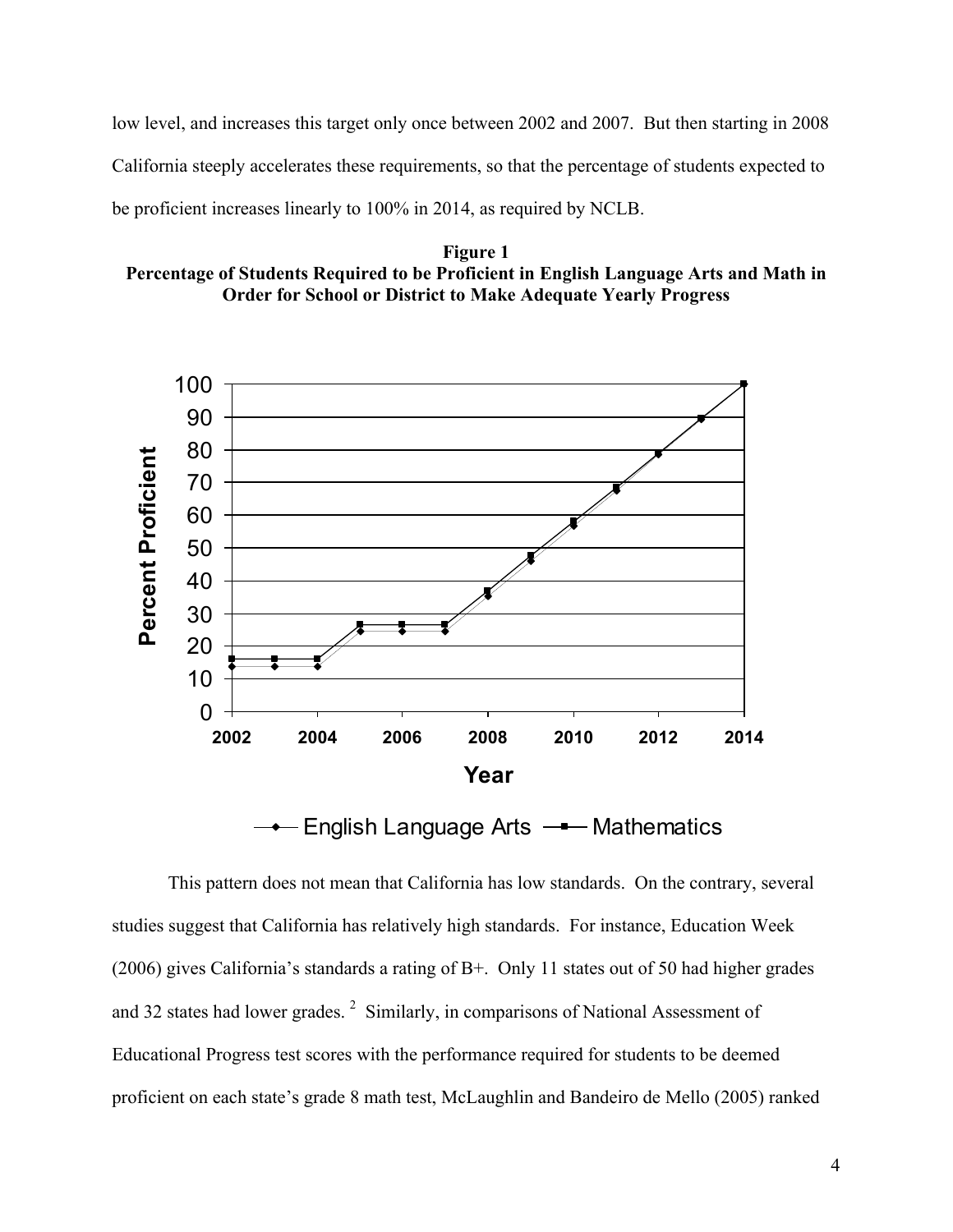low level, and increases this target only once between 2002 and 2007. But then starting in 2008 California steeply accelerates these requirements, so that the percentage of students expected to be proficient increases linearly to 100% in 2014, as required by NCLB.

**Figure 1**
**Percentage of Students Required to be Proficient in English Language Arts and Math in Order for School or District to Make Adequate Yearly Progress**

This pattern does not mean that California has low standards. On the contrary, several studies suggest that California has relatively high standards. For instance, Education Week (2006) gives California's standards a rating of B+. Only 11 states out of 50 had higher grades and 32 states had lower grades. [2] Similarly, in comparisons of National Assessment of Educational Progress test scores with the performance required for students to be deemed proficient on each state's grade 8 math test, McLaughlin and Bandeiro de Mello (2005) ranked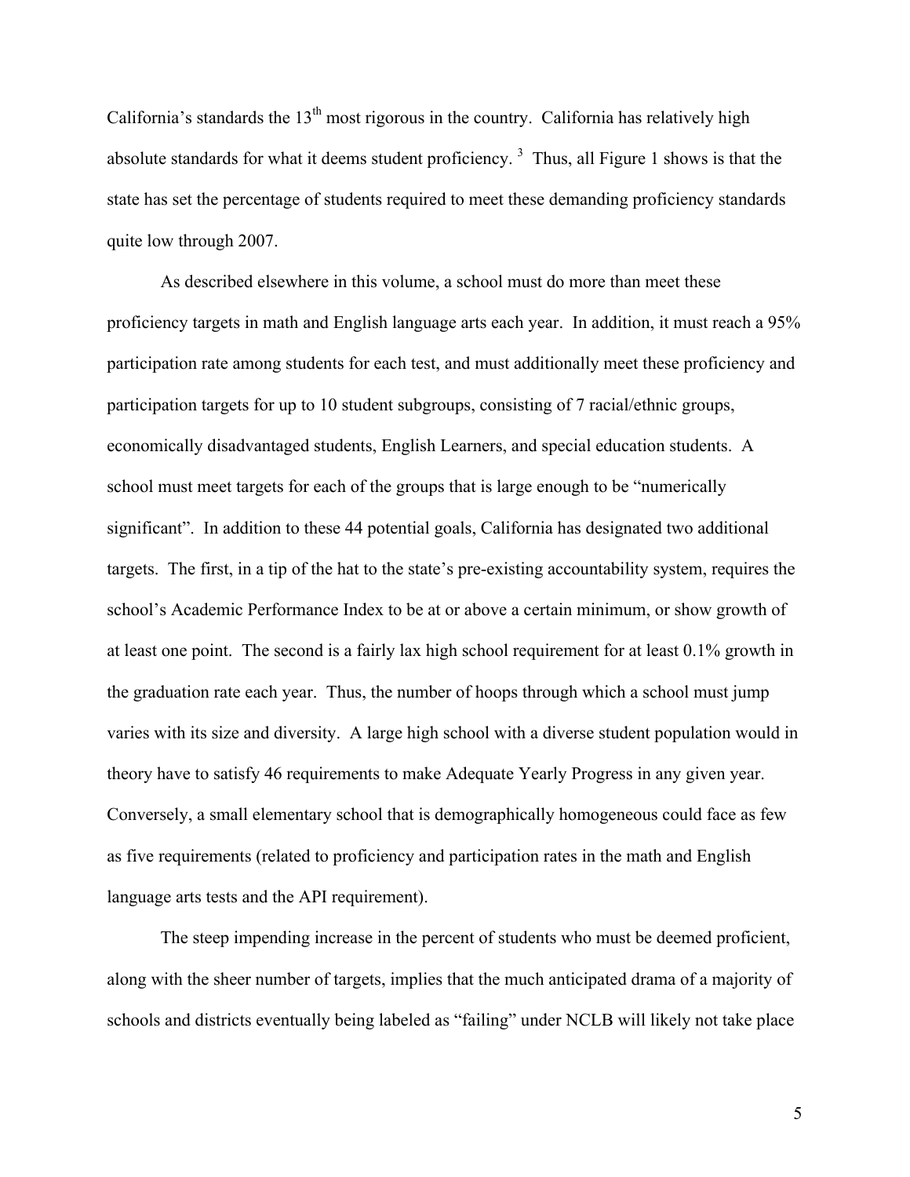California's standards the 13th most rigorous in the country. California has relatively high absolute standards for what it deems student proficiency. [3] Thus, all Figure 1 shows is that the state has set the percentage of students required to meet these demanding proficiency standards quite low through 2007.

As described elsewhere in this volume, a school must do more than meet these proficiency targets in math and English language arts each year. In addition, it must reach a 95% participation rate among students for each test, and must additionally meet these proficiency and participation targets for up to 10 student subgroups, consisting of 7 racial/ethnic groups, economically disadvantaged students, English Learners, and special education students. A school must meet targets for each of the groups that is large enough to be "numerically significant". In addition to these 44 potential goals, California has designated two additional targets. The first, in a tip of the hat to the state's pre-existing accountability system, requires the school's Academic Performance Index to be at or above a certain minimum, or show growth of at least one point. The second is a fairly lax high school requirement for at least 0.1% growth in the graduation rate each year. Thus, the number of hoops through which a school must jump varies with its size and diversity. A large high school with a diverse student population would in theory have to satisfy 46 requirements to make Adequate Yearly Progress in any given year. Conversely, a small elementary school that is demographically homogeneous could face as few as five requirements (related to proficiency and participation rates in the math and English language arts tests and the API requirement).

The steep impending increase in the percent of students who must be deemed proficient, along with the sheer number of targets, implies that the much anticipated drama of a majority of schools and districts eventually being labeled as "failing" under NCLB will likely not take place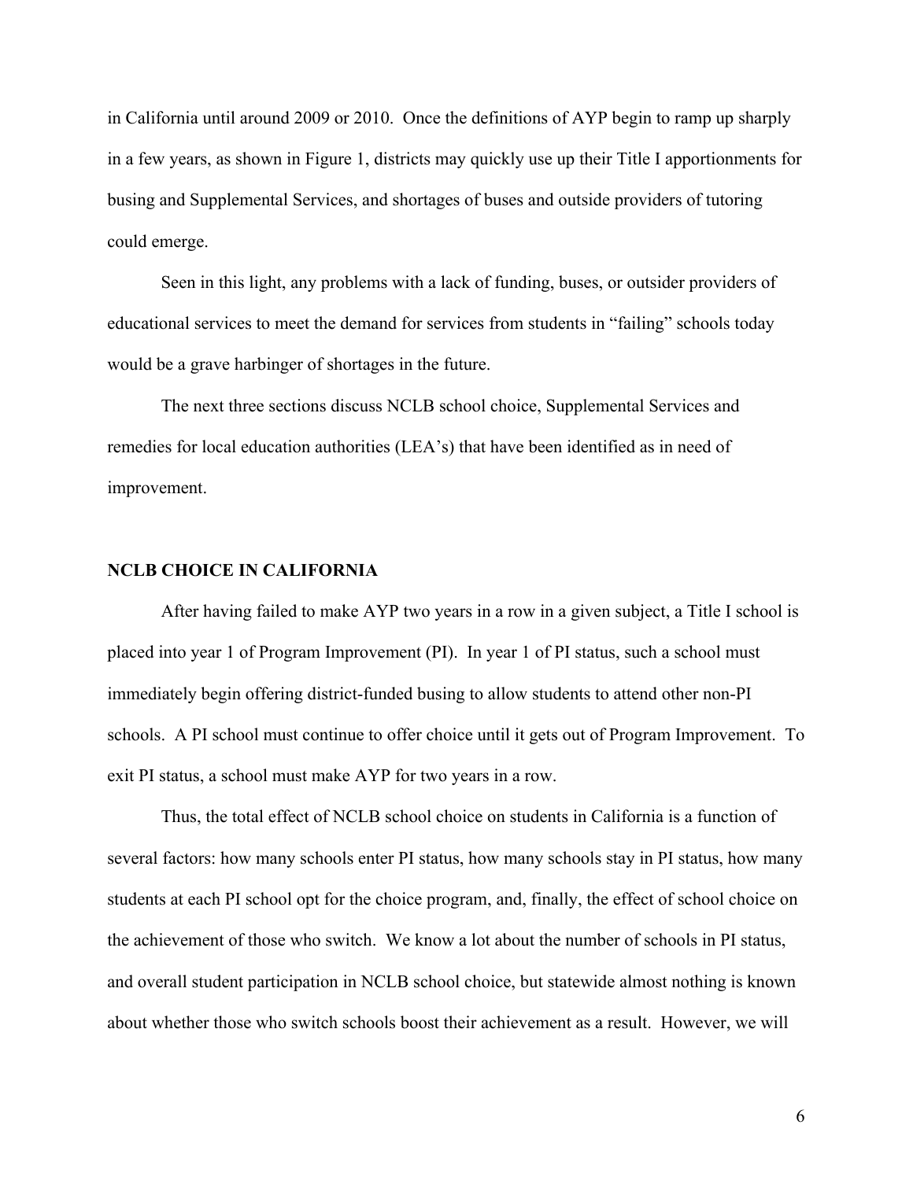in California until around 2009 or 2010. Once the definitions of AYP begin to ramp up sharply in a few years, as shown in Figure 1, districts may quickly use up their Title I apportionments for busing and Supplemental Services, and shortages of buses and outside providers of tutoring could emerge.

Seen in this light, any problems with a lack of funding, buses, or outsider providers of educational services to meet the demand for services from students in "failing" schools today would be a grave harbinger of shortages in the future.

The next three sections discuss NCLB school choice, Supplemental Services and remedies for local education authorities (LEA's) that have been identified as in need of improvement.

## NCLB CHOICE IN CALIFORNIA

After having failed to make AYP two years in a row in a given subject, a Title I school is placed into year 1 of Program Improvement (PI). In year 1 of PI status, such a school must immediately begin offering district-funded busing to allow students to attend other non-PI schools. A PI school must continue to offer choice until it gets out of Program Improvement. To exit PI status, a school must make AYP for two years in a row.

Thus, the total effect of NCLB school choice on students in California is a function of several factors: how many schools enter PI status, how many schools stay in PI status, how many students at each PI school opt for the choice program, and, finally, the effect of school choice on the achievement of those who switch. We know a lot about the number of schools in PI status, and overall student participation in NCLB school choice, but statewide almost nothing is known about whether those who switch schools boost their achievement as a result. However, we will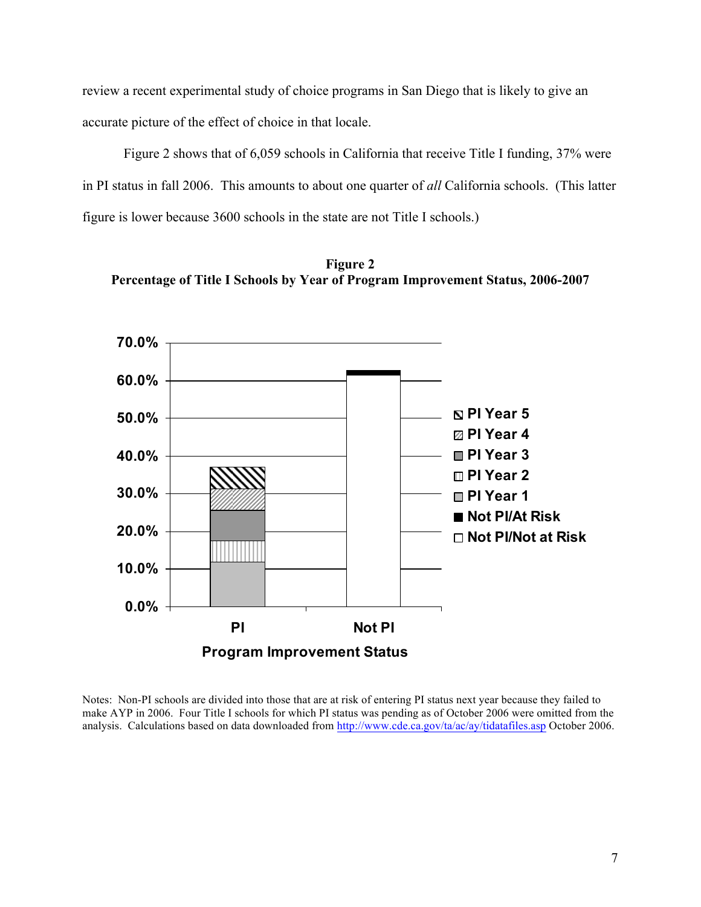review a recent experimental study of choice programs in San Diego that is likely to give an accurate picture of the effect of choice in that locale.

Figure 2 shows that of 6,059 schools in California that receive Title I funding, 37% were in PI status in fall 2006. This amounts to about one quarter of *all* California schools. (This latter figure is lower because 3600 schools in the state are not Title I schools.)

**Figure 2**
**Percentage of Title I Schools by Year of Program Improvement Status, 2006-2007**

Notes: Non-PI schools are divided into those that are at risk of entering PI status next year because they failed to make AYP in 2006. Four Title I schools for which PI status was pending as of October 2006 were omitted from the analysis. Calculations based on data downloaded from http://www.cde.ca.gov/ta/ac/ay/tidatafiles.asp October 2006.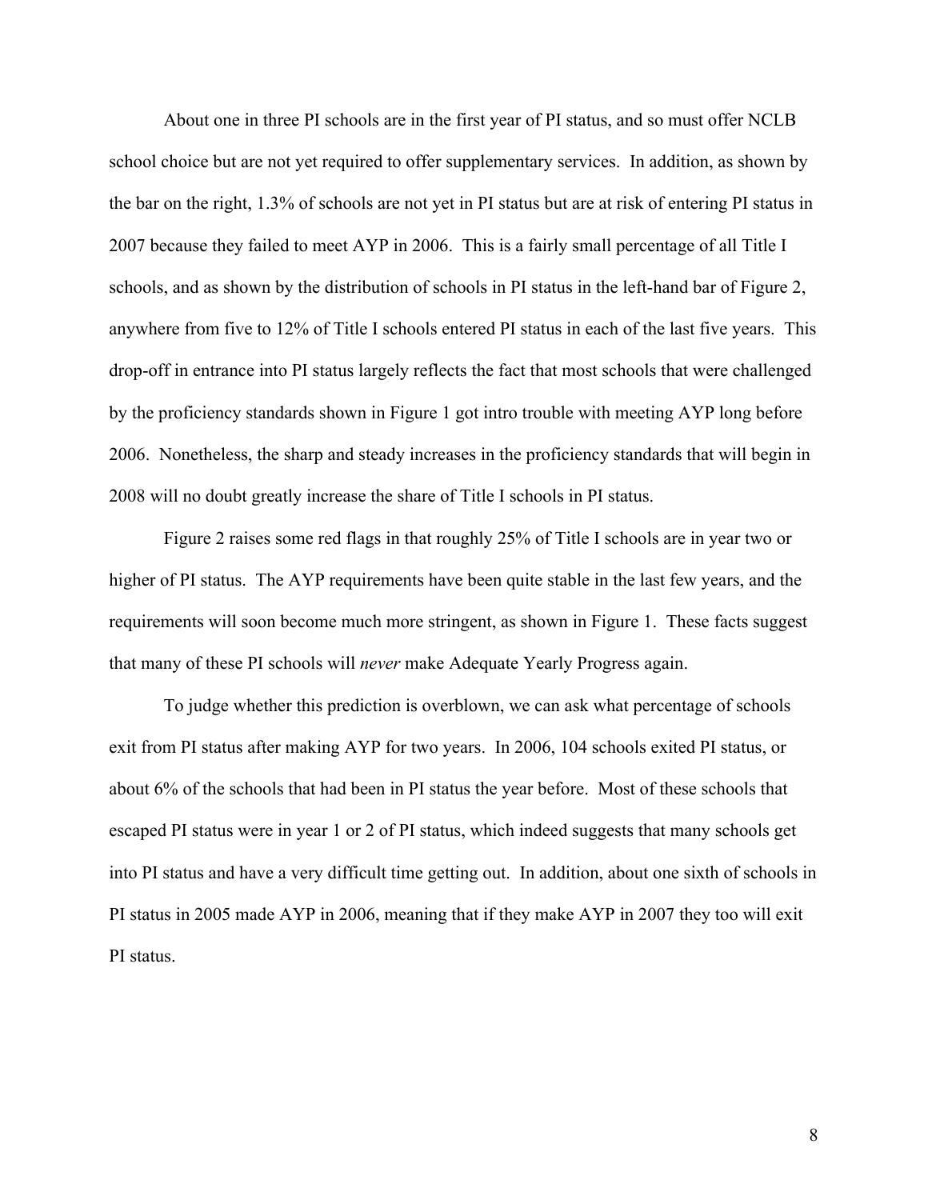About one in three PI schools are in the first year of PI status, and so must offer NCLB school choice but are not yet required to offer supplementary services. In addition, as shown by the bar on the right, 1.3% of schools are not yet in PI status but are at risk of entering PI status in 2007 because they failed to meet AYP in 2006. This is a fairly small percentage of all Title I schools, and as shown by the distribution of schools in PI status in the left-hand bar of Figure 2, anywhere from five to 12% of Title I schools entered PI status in each of the last five years. This drop-off in entrance into PI status largely reflects the fact that most schools that were challenged by the proficiency standards shown in Figure 1 got intro trouble with meeting AYP long before 2006. Nonetheless, the sharp and steady increases in the proficiency standards that will begin in 2008 will no doubt greatly increase the share of Title I schools in PI status.

Figure 2 raises some red flags in that roughly 25% of Title I schools are in year two or higher of PI status. The AYP requirements have been quite stable in the last few years, and the requirements will soon become much more stringent, as shown in Figure 1. These facts suggest that many of these PI schools will *never* make Adequate Yearly Progress again.

To judge whether this prediction is overblown, we can ask what percentage of schools exit from PI status after making AYP for two years. In 2006, 104 schools exited PI status, or about 6% of the schools that had been in PI status the year before. Most of these schools that escaped PI status were in year 1 or 2 of PI status, which indeed suggests that many schools get into PI status and have a very difficult time getting out. In addition, about one sixth of schools in PI status in 2005 made AYP in 2006, meaning that if they make AYP in 2007 they too will exit PI status.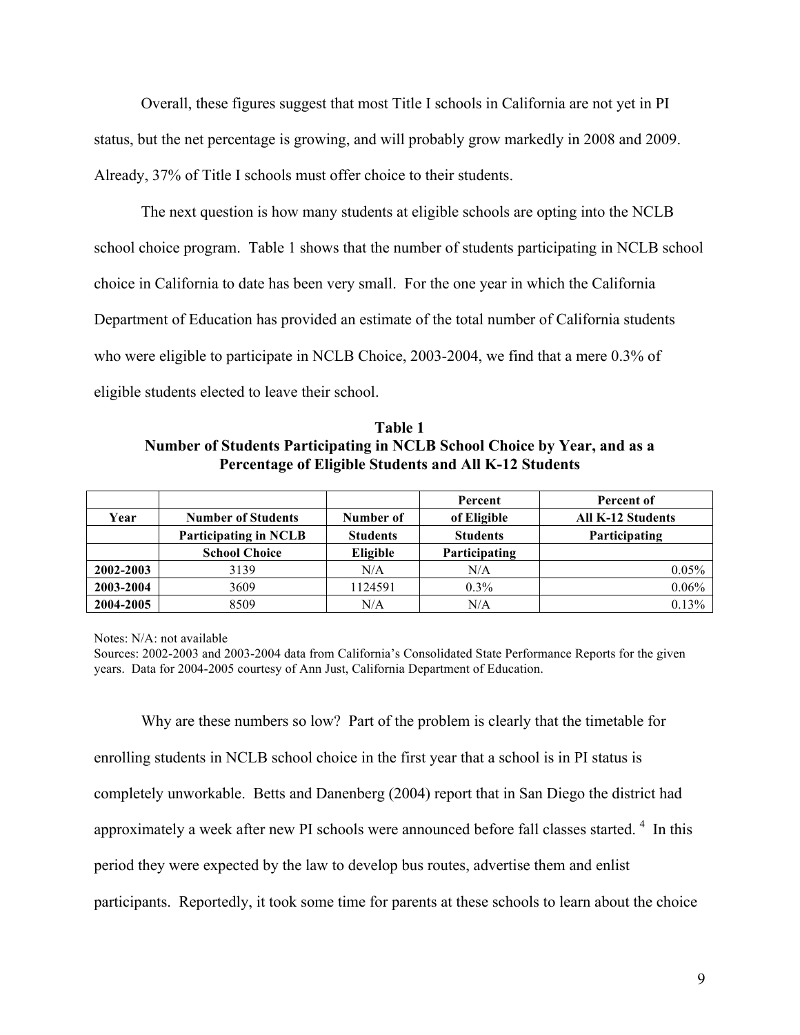Overall, these figures suggest that most Title I schools in California are not yet in PI status, but the net percentage is growing, and will probably grow markedly in 2008 and 2009. Already, 37% of Title I schools must offer choice to their students.

The next question is how many students at eligible schools are opting into the NCLB school choice program. Table 1 shows that the number of students participating in NCLB school choice in California to date has been very small. For the one year in which the California Department of Education has provided an estimate of the total number of California students who were eligible to participate in NCLB Choice, 2003-2004, we find that a mere 0.3% of eligible students elected to leave their school.

**Table 1**
**Number of Students Participating in NCLB School Choice by Year, and as a Percentage of Eligible Students and All K-12 Students**

| Year | Number of Students Participating in NCLB School Choice | Number of Students Eligible | Percent of Eligible Students Participating | Percent of All K-12 Students Participating |
|---|---|---|---|---|
| 2002-2003 | 3139 | N/A | N/A | 0.05% |
| 2003-2004 | 3609 | 1124591 | 0.3% | 0.06% |
| 2004-2005 | 8509 | N/A | N/A | 0.13% |

Notes: N/A: not available
Sources: 2002-2003 and 2003-2004 data from California's Consolidated State Performance Reports for the given years. Data for 2004-2005 courtesy of Ann Just, California Department of Education.

Why are these numbers so low? Part of the problem is clearly that the timetable for enrolling students in NCLB school choice in the first year that a school is in PI status is completely unworkable. Betts and Danenberg (2004) report that in San Diego the district had approximately a week after new PI schools were announced before fall classes started. [4] In this period they were expected by the law to develop bus routes, advertise them and enlist participants. Reportedly, it took some time for parents at these schools to learn about the choice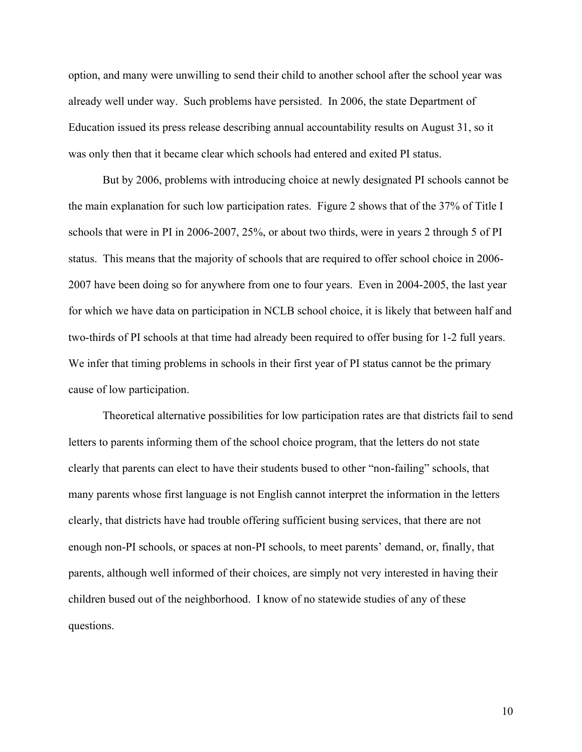option, and many were unwilling to send their child to another school after the school year was already well under way. Such problems have persisted. In 2006, the state Department of Education issued its press release describing annual accountability results on August 31, so it was only then that it became clear which schools had entered and exited PI status.

But by 2006, problems with introducing choice at newly designated PI schools cannot be the main explanation for such low participation rates. Figure 2 shows that of the 37% of Title I schools that were in PI in 2006-2007, 25%, or about two thirds, were in years 2 through 5 of PI status. This means that the majority of schools that are required to offer school choice in 2006-2007 have been doing so for anywhere from one to four years. Even in 2004-2005, the last year for which we have data on participation in NCLB school choice, it is likely that between half and two-thirds of PI schools at that time had already been required to offer busing for 1-2 full years. We infer that timing problems in schools in their first year of PI status cannot be the primary cause of low participation.

Theoretical alternative possibilities for low participation rates are that districts fail to send letters to parents informing them of the school choice program, that the letters do not state clearly that parents can elect to have their students bused to other "non-failing" schools, that many parents whose first language is not English cannot interpret the information in the letters clearly, that districts have had trouble offering sufficient busing services, that there are not enough non-PI schools, or spaces at non-PI schools, to meet parents' demand, or, finally, that parents, although well informed of their choices, are simply not very interested in having their children bused out of the neighborhood. I know of no statewide studies of any of these questions.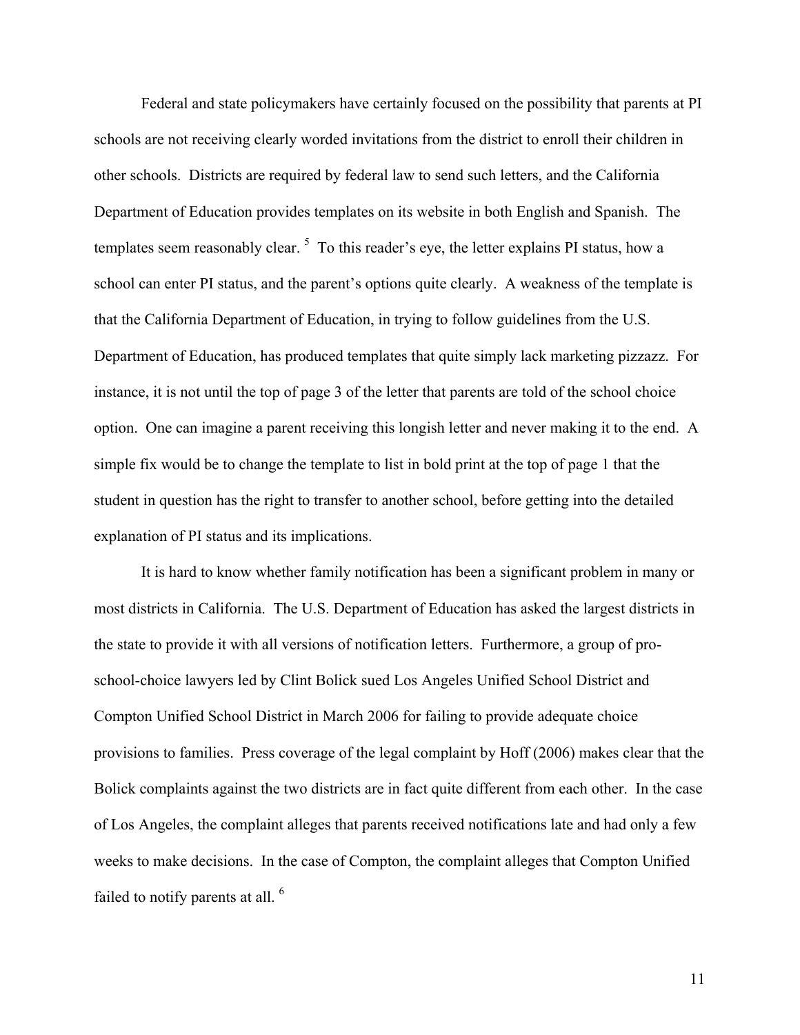Federal and state policymakers have certainly focused on the possibility that parents at PI schools are not receiving clearly worded invitations from the district to enroll their children in other schools. Districts are required by federal law to send such letters, and the California Department of Education provides templates on its website in both English and Spanish. The templates seem reasonably clear. [5] To this reader's eye, the letter explains PI status, how a school can enter PI status, and the parent's options quite clearly. A weakness of the template is that the California Department of Education, in trying to follow guidelines from the U.S. Department of Education, has produced templates that quite simply lack marketing pizzazz. For instance, it is not until the top of page 3 of the letter that parents are told of the school choice option. One can imagine a parent receiving this longish letter and never making it to the end. A simple fix would be to change the template to list in bold print at the top of page 1 that the student in question has the right to transfer to another school, before getting into the detailed explanation of PI status and its implications.

It is hard to know whether family notification has been a significant problem in many or most districts in California. The U.S. Department of Education has asked the largest districts in the state to provide it with all versions of notification letters. Furthermore, a group of pro-school-choice lawyers led by Clint Bolick sued Los Angeles Unified School District and Compton Unified School District in March 2006 for failing to provide adequate choice provisions to families. Press coverage of the legal complaint by Hoff (2006) makes clear that the Bolick complaints against the two districts are in fact quite different from each other. In the case of Los Angeles, the complaint alleges that parents received notifications late and had only a few weeks to make decisions. In the case of Compton, the complaint alleges that Compton Unified failed to notify parents at all. [6]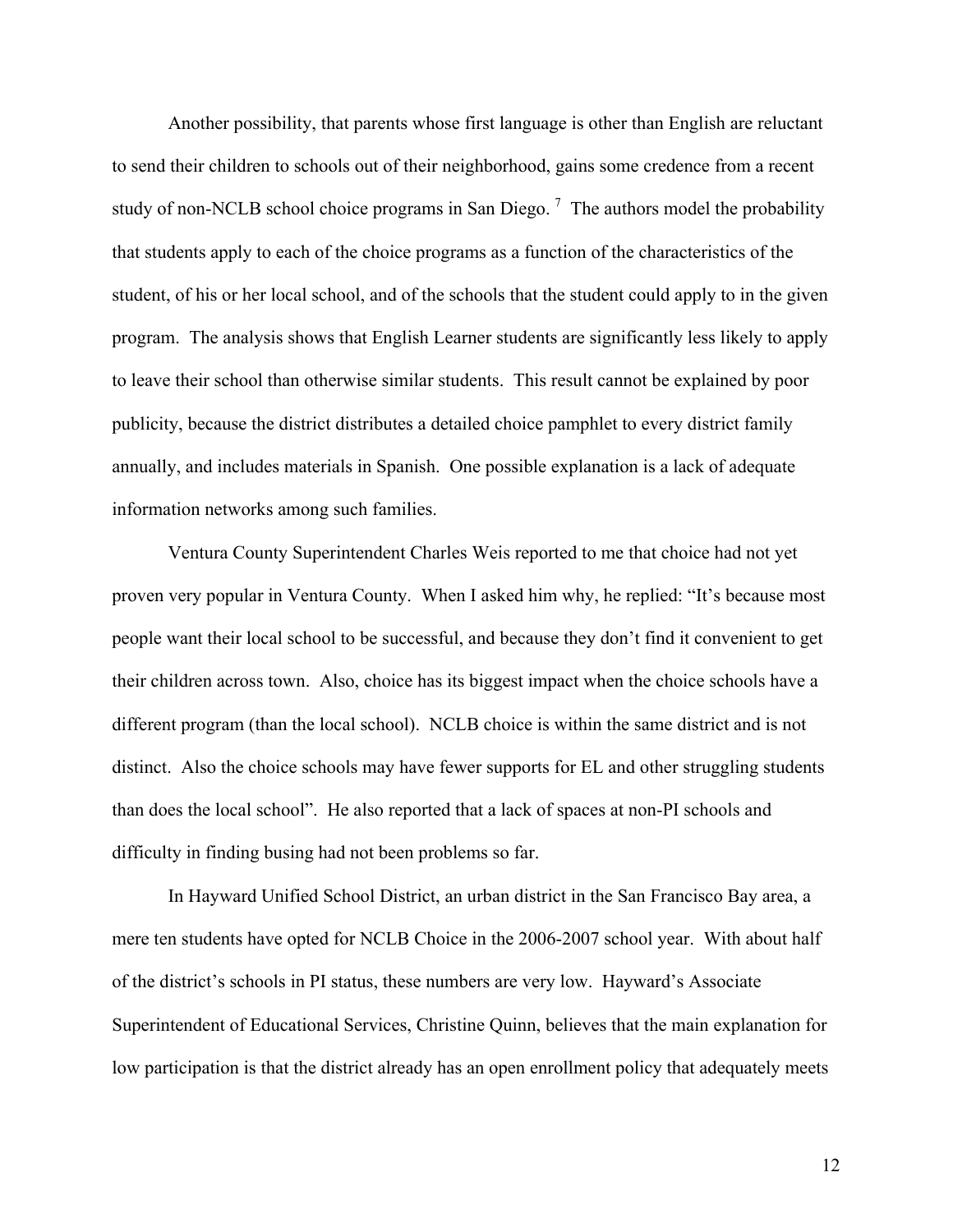Another possibility, that parents whose first language is other than English are reluctant to send their children to schools out of their neighborhood, gains some credence from a recent study of non-NCLB school choice programs in San Diego. [7] The authors model the probability that students apply to each of the choice programs as a function of the characteristics of the student, of his or her local school, and of the schools that the student could apply to in the given program. The analysis shows that English Learner students are significantly less likely to apply to leave their school than otherwise similar students. This result cannot be explained by poor publicity, because the district distributes a detailed choice pamphlet to every district family annually, and includes materials in Spanish. One possible explanation is a lack of adequate information networks among such families.

Ventura County Superintendent Charles Weis reported to me that choice had not yet proven very popular in Ventura County. When I asked him why, he replied: "It's because most people want their local school to be successful, and because they don't find it convenient to get their children across town. Also, choice has its biggest impact when the choice schools have a different program (than the local school). NCLB choice is within the same district and is not distinct. Also the choice schools may have fewer supports for EL and other struggling students than does the local school". He also reported that a lack of spaces at non-PI schools and difficulty in finding busing had not been problems so far.

In Hayward Unified School District, an urban district in the San Francisco Bay area, a mere ten students have opted for NCLB Choice in the 2006-2007 school year. With about half of the district's schools in PI status, these numbers are very low. Hayward's Associate Superintendent of Educational Services, Christine Quinn, believes that the main explanation for low participation is that the district already has an open enrollment policy that adequately meets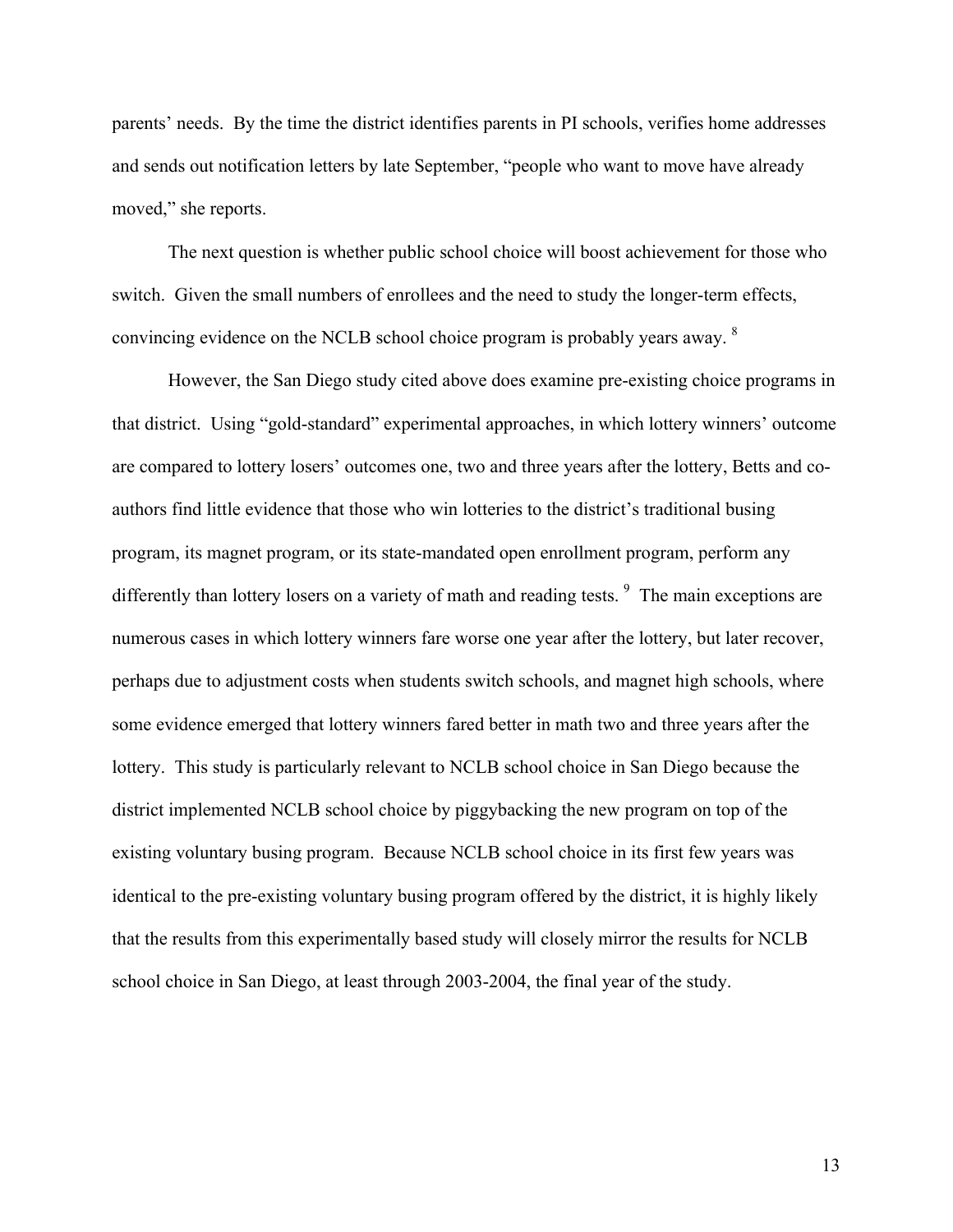parents' needs. By the time the district identifies parents in PI schools, verifies home addresses and sends out notification letters by late September, "people who want to move have already moved," she reports.

The next question is whether public school choice will boost achievement for those who switch. Given the small numbers of enrollees and the need to study the longer-term effects, convincing evidence on the NCLB school choice program is probably years away. [8]

However, the San Diego study cited above does examine pre-existing choice programs in that district. Using "gold-standard" experimental approaches, in which lottery winners' outcome are compared to lottery losers' outcomes one, two and three years after the lottery, Betts and co-authors find little evidence that those who win lotteries to the district's traditional busing program, its magnet program, or its state-mandated open enrollment program, perform any differently than lottery losers on a variety of math and reading tests. [9] The main exceptions are numerous cases in which lottery winners fare worse one year after the lottery, but later recover, perhaps due to adjustment costs when students switch schools, and magnet high schools, where some evidence emerged that lottery winners fared better in math two and three years after the lottery. This study is particularly relevant to NCLB school choice in San Diego because the district implemented NCLB school choice by piggybacking the new program on top of the existing voluntary busing program. Because NCLB school choice in its first few years was identical to the pre-existing voluntary busing program offered by the district, it is highly likely that the results from this experimentally based study will closely mirror the results for NCLB school choice in San Diego, at least through 2003-2004, the final year of the study.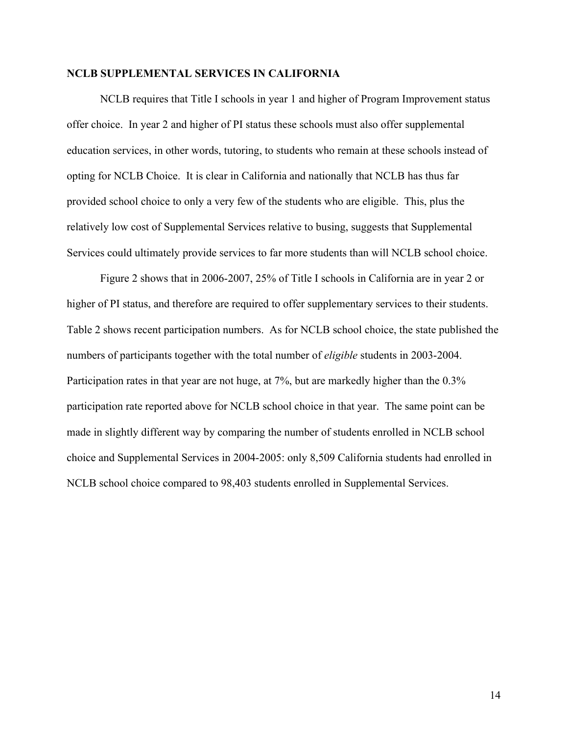## NCLB SUPPLEMENTAL SERVICES IN CALIFORNIA

NCLB requires that Title I schools in year 1 and higher of Program Improvement status offer choice. In year 2 and higher of PI status these schools must also offer supplemental education services, in other words, tutoring, to students who remain at these schools instead of opting for NCLB Choice. It is clear in California and nationally that NCLB has thus far provided school choice to only a very few of the students who are eligible. This, plus the relatively low cost of Supplemental Services relative to busing, suggests that Supplemental Services could ultimately provide services to far more students than will NCLB school choice.

Figure 2 shows that in 2006-2007, 25% of Title I schools in California are in year 2 or higher of PI status, and therefore are required to offer supplementary services to their students. Table 2 shows recent participation numbers. As for NCLB school choice, the state published the numbers of participants together with the total number of *eligible* students in 2003-2004. Participation rates in that year are not huge, at 7%, but are markedly higher than the 0.3% participation rate reported above for NCLB school choice in that year. The same point can be made in slightly different way by comparing the number of students enrolled in NCLB school choice and Supplemental Services in 2004-2005: only 8,509 California students had enrolled in NCLB school choice compared to 98,403 students enrolled in Supplemental Services.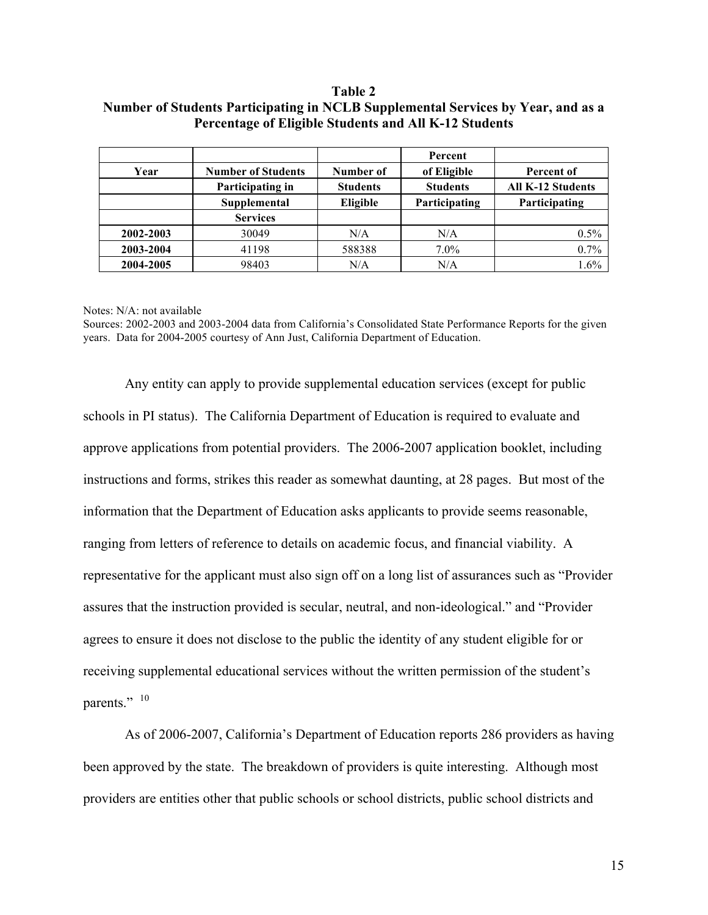**Table 2**
**Number of Students Participating in NCLB Supplemental Services by Year, and as a Percentage of Eligible Students and All K-12 Students**

| Year | Number of Students Participating in Supplemental Services | Number of Students Eligible | Percent of Eligible Students Participating | Percent of All K-12 Students Participating |
|---|---|---|---|---|
| **2002-2003** | 30049 | N/A | N/A | 0.5% |
| **2003-2004** | 41198 | 588388 | 7.0% | 0.7% |
| **2004-2005** | 98403 | N/A | N/A | 1.6% |

Notes: N/A: not available
Sources: 2002-2003 and 2003-2004 data from California's Consolidated State Performance Reports for the given years. Data for 2004-2005 courtesy of Ann Just, California Department of Education.

Any entity can apply to provide supplemental education services (except for public schools in PI status). The California Department of Education is required to evaluate and approve applications from potential providers. The 2006-2007 application booklet, including instructions and forms, strikes this reader as somewhat daunting, at 28 pages. But most of the information that the Department of Education asks applicants to provide seems reasonable, ranging from letters of reference to details on academic focus, and financial viability. A representative for the applicant must also sign off on a long list of assurances such as "Provider assures that the instruction provided is secular, neutral, and non-ideological." and "Provider agrees to ensure it does not disclose to the public the identity of any student eligible for or receiving supplemental educational services without the written permission of the student's parents." [10]

As of 2006-2007, California's Department of Education reports 286 providers as having been approved by the state. The breakdown of providers is quite interesting. Although most providers are entities other that public schools or school districts, public school districts and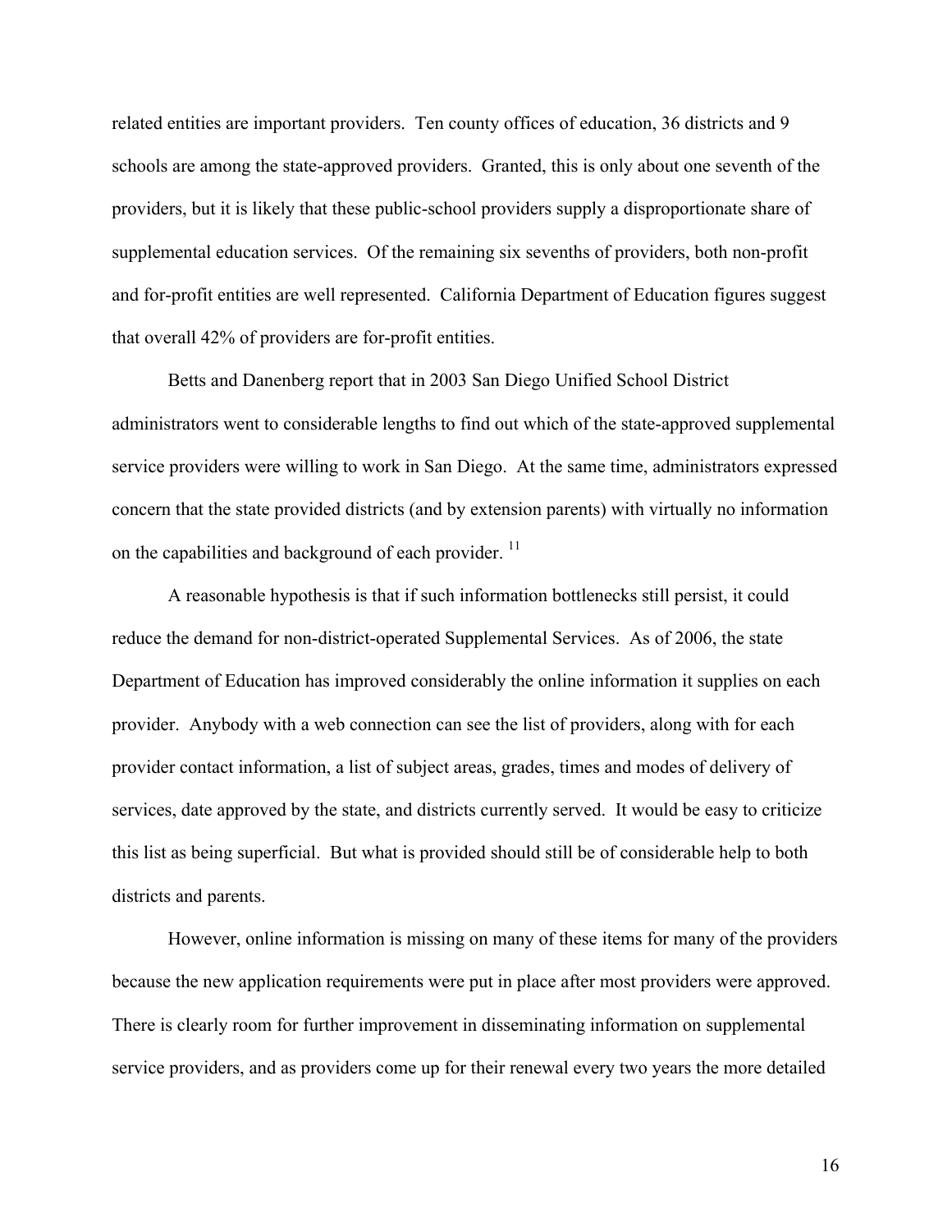related entities are important providers. Ten county offices of education, 36 districts and 9 schools are among the state-approved providers. Granted, this is only about one seventh of the providers, but it is likely that these public-school providers supply a disproportionate share of supplemental education services. Of the remaining six sevenths of providers, both non-profit and for-profit entities are well represented. California Department of Education figures suggest that overall 42% of providers are for-profit entities.

Betts and Danenberg report that in 2003 San Diego Unified School District administrators went to considerable lengths to find out which of the state-approved supplemental service providers were willing to work in San Diego. At the same time, administrators expressed concern that the state provided districts (and by extension parents) with virtually no information on the capabilities and background of each provider. [11]

A reasonable hypothesis is that if such information bottlenecks still persist, it could reduce the demand for non-district-operated Supplemental Services. As of 2006, the state Department of Education has improved considerably the online information it supplies on each provider. Anybody with a web connection can see the list of providers, along with for each provider contact information, a list of subject areas, grades, times and modes of delivery of services, date approved by the state, and districts currently served. It would be easy to criticize this list as being superficial. But what is provided should still be of considerable help to both districts and parents.

However, online information is missing on many of these items for many of the providers because the new application requirements were put in place after most providers were approved. There is clearly room for further improvement in disseminating information on supplemental service providers, and as providers come up for their renewal every two years the more detailed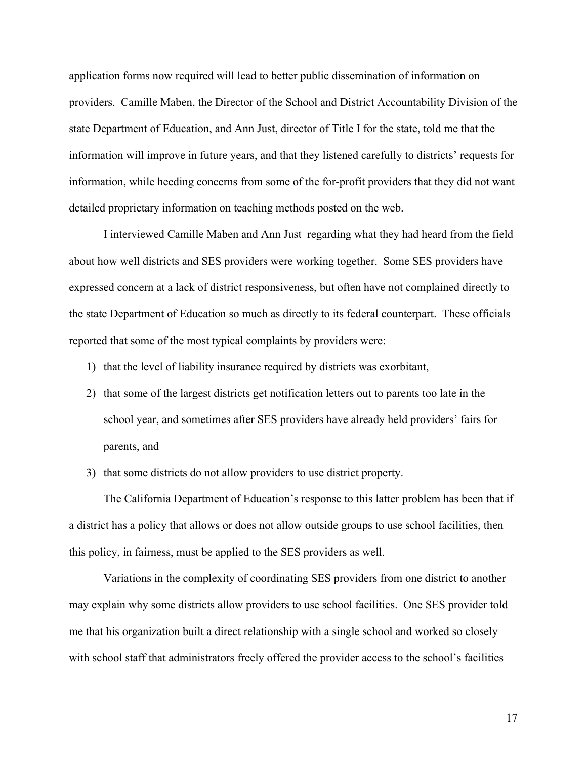application forms now required will lead to better public dissemination of information on providers. Camille Maben, the Director of the School and District Accountability Division of the state Department of Education, and Ann Just, director of Title I for the state, told me that the information will improve in future years, and that they listened carefully to districts' requests for information, while heeding concerns from some of the for-profit providers that they did not want detailed proprietary information on teaching methods posted on the web.

I interviewed Camille Maben and Ann Just regarding what they had heard from the field about how well districts and SES providers were working together. Some SES providers have expressed concern at a lack of district responsiveness, but often have not complained directly to the state Department of Education so much as directly to its federal counterpart. These officials reported that some of the most typical complaints by providers were:

1) that the level of liability insurance required by districts was exorbitant,
2) that some of the largest districts get notification letters out to parents too late in the school year, and sometimes after SES providers have already held providers' fairs for parents, and
3) that some districts do not allow providers to use district property.

The California Department of Education's response to this latter problem has been that if a district has a policy that allows or does not allow outside groups to use school facilities, then this policy, in fairness, must be applied to the SES providers as well.

Variations in the complexity of coordinating SES providers from one district to another may explain why some districts allow providers to use school facilities. One SES provider told me that his organization built a direct relationship with a single school and worked so closely with school staff that administrators freely offered the provider access to the school's facilities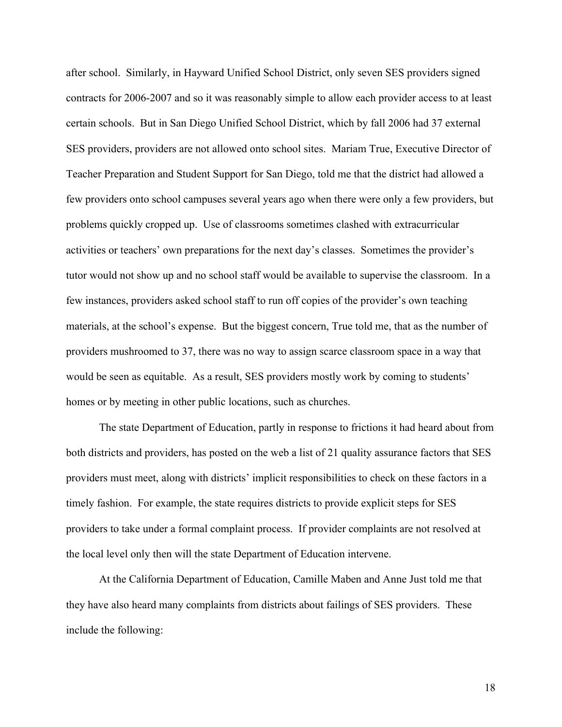after school. Similarly, in Hayward Unified School District, only seven SES providers signed contracts for 2006-2007 and so it was reasonably simple to allow each provider access to at least certain schools. But in San Diego Unified School District, which by fall 2006 had 37 external SES providers, providers are not allowed onto school sites. Mariam True, Executive Director of Teacher Preparation and Student Support for San Diego, told me that the district had allowed a few providers onto school campuses several years ago when there were only a few providers, but problems quickly cropped up. Use of classrooms sometimes clashed with extracurricular activities or teachers' own preparations for the next day's classes. Sometimes the provider's tutor would not show up and no school staff would be available to supervise the classroom. In a few instances, providers asked school staff to run off copies of the provider's own teaching materials, at the school's expense. But the biggest concern, True told me, that as the number of providers mushroomed to 37, there was no way to assign scarce classroom space in a way that would be seen as equitable. As a result, SES providers mostly work by coming to students' homes or by meeting in other public locations, such as churches.

The state Department of Education, partly in response to frictions it had heard about from both districts and providers, has posted on the web a list of 21 quality assurance factors that SES providers must meet, along with districts' implicit responsibilities to check on these factors in a timely fashion. For example, the state requires districts to provide explicit steps for SES providers to take under a formal complaint process. If provider complaints are not resolved at the local level only then will the state Department of Education intervene.

At the California Department of Education, Camille Maben and Anne Just told me that they have also heard many complaints from districts about failings of SES providers. These include the following: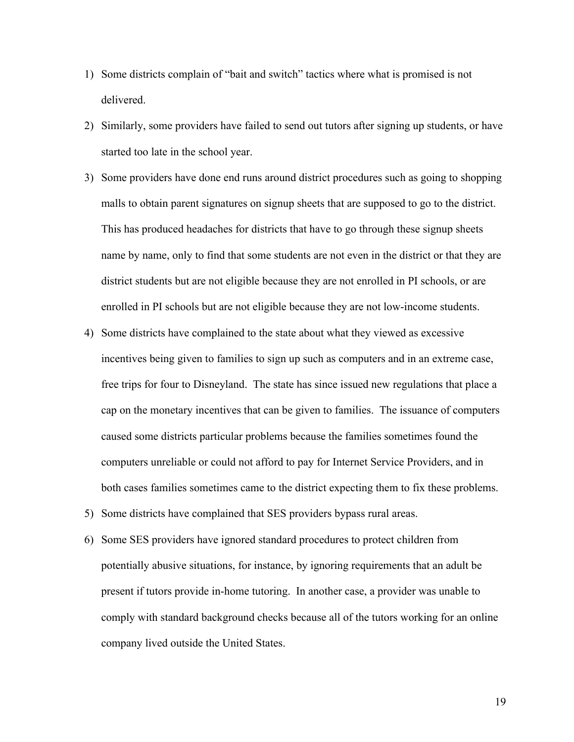1) Some districts complain of "bait and switch" tactics where what is promised is not delivered.
2) Similarly, some providers have failed to send out tutors after signing up students, or have started too late in the school year.
3) Some providers have done end runs around district procedures such as going to shopping malls to obtain parent signatures on signup sheets that are supposed to go to the district. This has produced headaches for districts that have to go through these signup sheets name by name, only to find that some students are not even in the district or that they are district students but are not eligible because they are not enrolled in PI schools, or are enrolled in PI schools but are not eligible because they are not low-income students.
4) Some districts have complained to the state about what they viewed as excessive incentives being given to families to sign up such as computers and in an extreme case, free trips for four to Disneyland. The state has since issued new regulations that place a cap on the monetary incentives that can be given to families. The issuance of computers caused some districts particular problems because the families sometimes found the computers unreliable or could not afford to pay for Internet Service Providers, and in both cases families sometimes came to the district expecting them to fix these problems.
5) Some districts have complained that SES providers bypass rural areas.
6) Some SES providers have ignored standard procedures to protect children from potentially abusive situations, for instance, by ignoring requirements that an adult be present if tutors provide in-home tutoring. In another case, a provider was unable to comply with standard background checks because all of the tutors working for an online company lived outside the United States.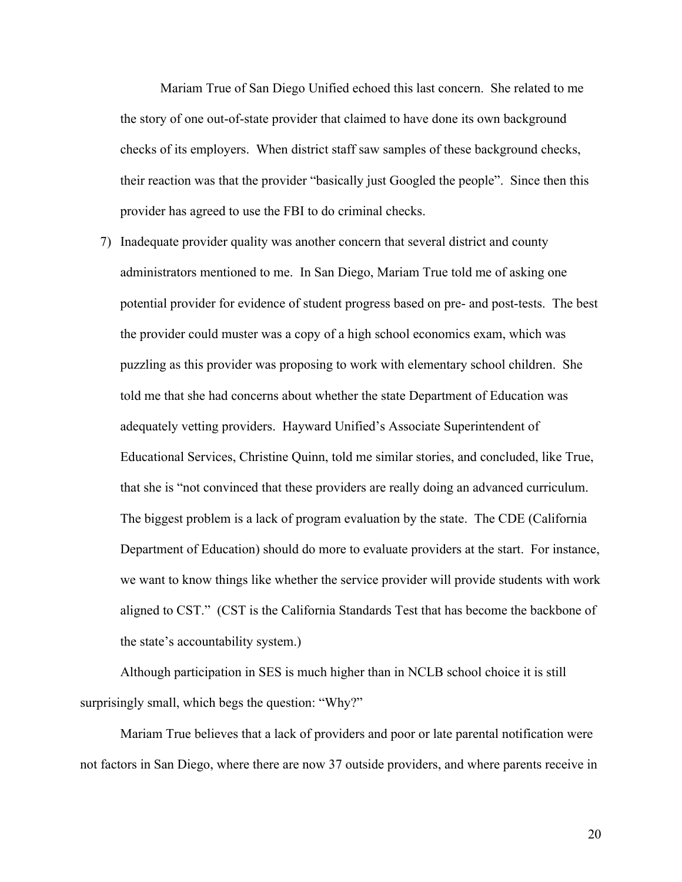Mariam True of San Diego Unified echoed this last concern. She related to me the story of one out-of-state provider that claimed to have done its own background checks of its employers. When district staff saw samples of these background checks, their reaction was that the provider "basically just Googled the people". Since then this provider has agreed to use the FBI to do criminal checks.

7) Inadequate provider quality was another concern that several district and county administrators mentioned to me. In San Diego, Mariam True told me of asking one potential provider for evidence of student progress based on pre- and post-tests. The best the provider could muster was a copy of a high school economics exam, which was puzzling as this provider was proposing to work with elementary school children. She told me that she had concerns about whether the state Department of Education was adequately vetting providers. Hayward Unified's Associate Superintendent of Educational Services, Christine Quinn, told me similar stories, and concluded, like True, that she is "not convinced that these providers are really doing an advanced curriculum. The biggest problem is a lack of program evaluation by the state. The CDE (California Department of Education) should do more to evaluate providers at the start. For instance, we want to know things like whether the service provider will provide students with work aligned to CST." (CST is the California Standards Test that has become the backbone of the state's accountability system.)

Although participation in SES is much higher than in NCLB school choice it is still surprisingly small, which begs the question: "Why?"

Mariam True believes that a lack of providers and poor or late parental notification were not factors in San Diego, where there are now 37 outside providers, and where parents receive in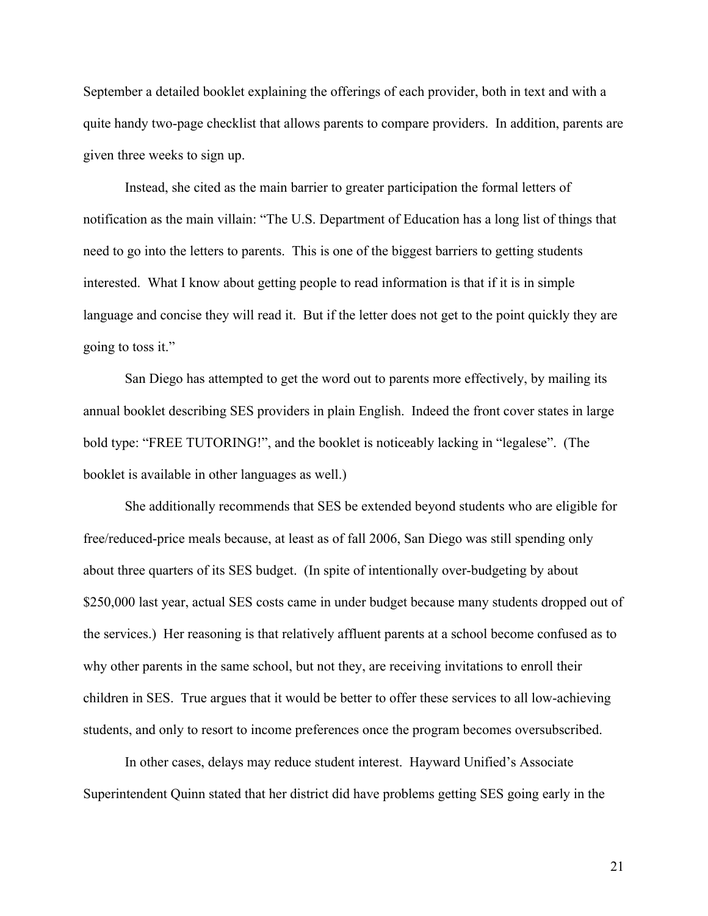September a detailed booklet explaining the offerings of each provider, both in text and with a quite handy two-page checklist that allows parents to compare providers. In addition, parents are given three weeks to sign up.

Instead, she cited as the main barrier to greater participation the formal letters of notification as the main villain: "The U.S. Department of Education has a long list of things that need to go into the letters to parents. This is one of the biggest barriers to getting students interested. What I know about getting people to read information is that if it is in simple language and concise they will read it. But if the letter does not get to the point quickly they are going to toss it."

San Diego has attempted to get the word out to parents more effectively, by mailing its annual booklet describing SES providers in plain English. Indeed the front cover states in large bold type: "FREE TUTORING!", and the booklet is noticeably lacking in "legalese". (The booklet is available in other languages as well.)

She additionally recommends that SES be extended beyond students who are eligible for free/reduced-price meals because, at least as of fall 2006, San Diego was still spending only about three quarters of its SES budget. (In spite of intentionally over-budgeting by about $250,000 last year, actual SES costs came in under budget because many students dropped out of the services.) Her reasoning is that relatively affluent parents at a school become confused as to why other parents in the same school, but not they, are receiving invitations to enroll their children in SES. True argues that it would be better to offer these services to all low-achieving students, and only to resort to income preferences once the program becomes oversubscribed.

In other cases, delays may reduce student interest. Hayward Unified's Associate Superintendent Quinn stated that her district did have problems getting SES going early in the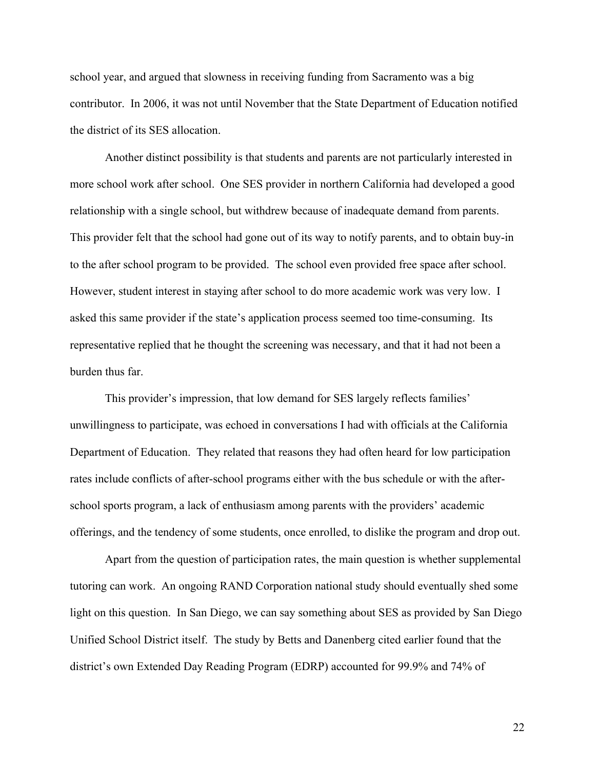school year, and argued that slowness in receiving funding from Sacramento was a big contributor. In 2006, it was not until November that the State Department of Education notified the district of its SES allocation.

Another distinct possibility is that students and parents are not particularly interested in more school work after school. One SES provider in northern California had developed a good relationship with a single school, but withdrew because of inadequate demand from parents. This provider felt that the school had gone out of its way to notify parents, and to obtain buy-in to the after school program to be provided. The school even provided free space after school. However, student interest in staying after school to do more academic work was very low. I asked this same provider if the state's application process seemed too time-consuming. Its representative replied that he thought the screening was necessary, and that it had not been a burden thus far.

This provider's impression, that low demand for SES largely reflects families' unwillingness to participate, was echoed in conversations I had with officials at the California Department of Education. They related that reasons they had often heard for low participation rates include conflicts of after-school programs either with the bus schedule or with the after-school sports program, a lack of enthusiasm among parents with the providers' academic offerings, and the tendency of some students, once enrolled, to dislike the program and drop out.

Apart from the question of participation rates, the main question is whether supplemental tutoring can work. An ongoing RAND Corporation national study should eventually shed some light on this question. In San Diego, we can say something about SES as provided by San Diego Unified School District itself. The study by Betts and Danenberg cited earlier found that the district's own Extended Day Reading Program (EDRP) accounted for 99.9% and 74% of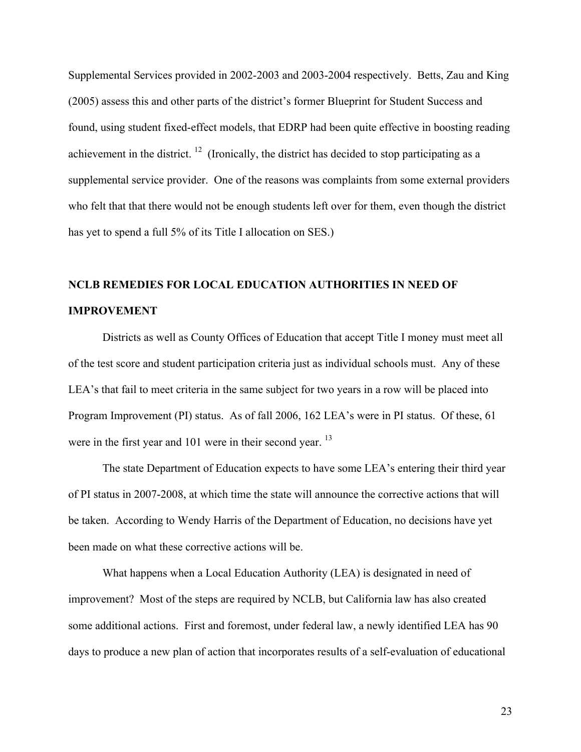Supplemental Services provided in 2002-2003 and 2003-2004 respectively. Betts, Zau and King (2005) assess this and other parts of the district's former Blueprint for Student Success and found, using student fixed-effect models, that EDRP had been quite effective in boosting reading achievement in the district. [12] (Ironically, the district has decided to stop participating as a supplemental service provider. One of the reasons was complaints from some external providers who felt that that there would not be enough students left over for them, even though the district has yet to spend a full 5% of its Title I allocation on SES.)

## NCLB REMEDIES FOR LOCAL EDUCATION AUTHORITIES IN NEED OF IMPROVEMENT

Districts as well as County Offices of Education that accept Title I money must meet all of the test score and student participation criteria just as individual schools must. Any of these LEA's that fail to meet criteria in the same subject for two years in a row will be placed into Program Improvement (PI) status. As of fall 2006, 162 LEA's were in PI status. Of these, 61 were in the first year and 101 were in their second year. [13]

The state Department of Education expects to have some LEA's entering their third year of PI status in 2007-2008, at which time the state will announce the corrective actions that will be taken. According to Wendy Harris of the Department of Education, no decisions have yet been made on what these corrective actions will be.

What happens when a Local Education Authority (LEA) is designated in need of improvement? Most of the steps are required by NCLB, but California law has also created some additional actions. First and foremost, under federal law, a newly identified LEA has 90 days to produce a new plan of action that incorporates results of a self-evaluation of educational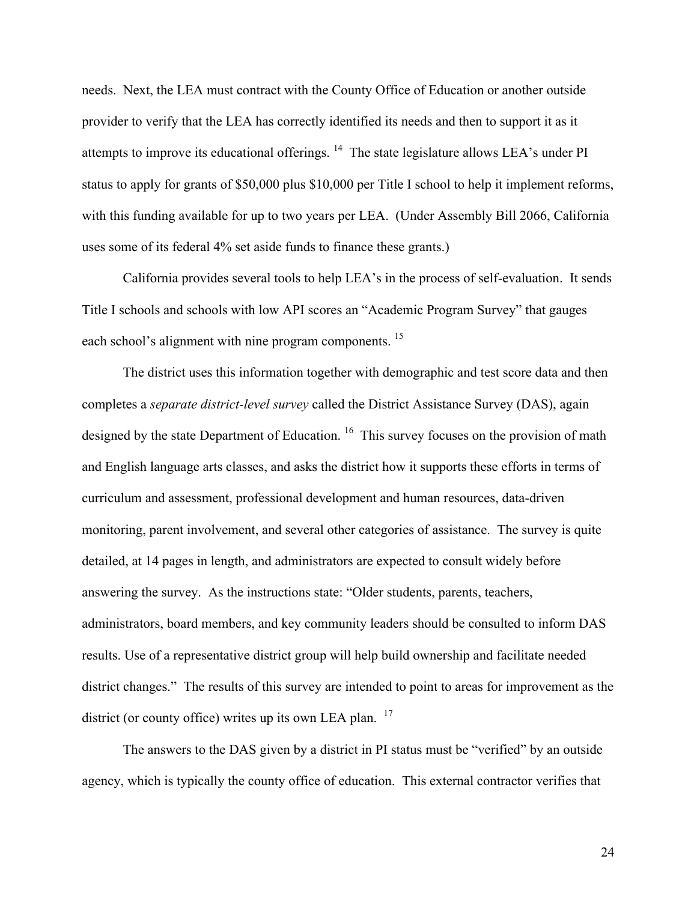needs. Next, the LEA must contract with the County Office of Education or another outside provider to verify that the LEA has correctly identified its needs and then to support it as it attempts to improve its educational offerings. [14] The state legislature allows LEA's under PI status to apply for grants of \$50,000 plus \$10,000 per Title I school to help it implement reforms, with this funding available for up to two years per LEA. (Under Assembly Bill 2066, California uses some of its federal 4% set aside funds to finance these grants.)

California provides several tools to help LEA's in the process of self-evaluation. It sends Title I schools and schools with low API scores an "Academic Program Survey" that gauges each school's alignment with nine program components. [15]

The district uses this information together with demographic and test score data and then completes a *separate district-level survey* called the District Assistance Survey (DAS), again designed by the state Department of Education. [16] This survey focuses on the provision of math and English language arts classes, and asks the district how it supports these efforts in terms of curriculum and assessment, professional development and human resources, data-driven monitoring, parent involvement, and several other categories of assistance. The survey is quite detailed, at 14 pages in length, and administrators are expected to consult widely before answering the survey. As the instructions state: "Older students, parents, teachers, administrators, board members, and key community leaders should be consulted to inform DAS results. Use of a representative district group will help build ownership and facilitate needed district changes." The results of this survey are intended to point to areas for improvement as the district (or county office) writes up its own LEA plan. [17]

The answers to the DAS given by a district in PI status must be "verified" by an outside agency, which is typically the county office of education. This external contractor verifies that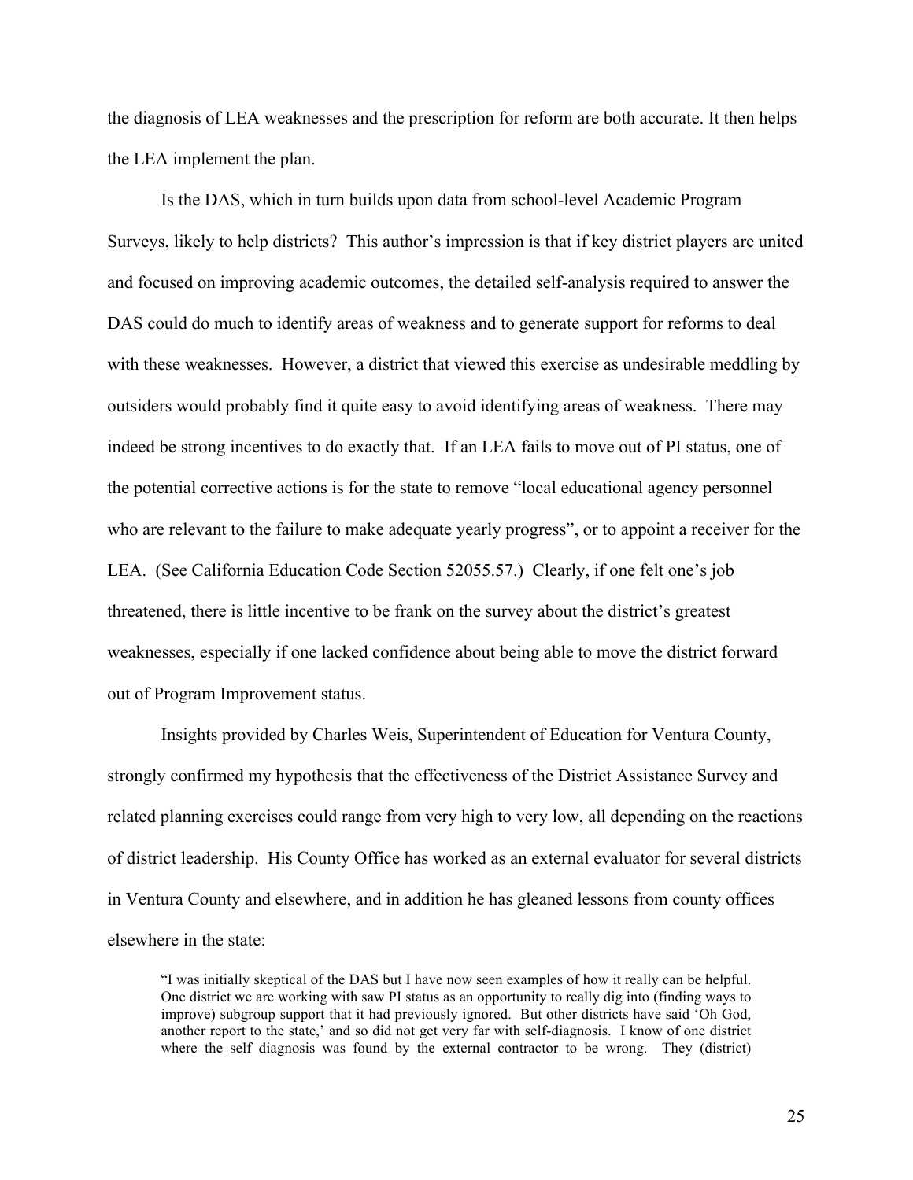the diagnosis of LEA weaknesses and the prescription for reform are both accurate. It then helps the LEA implement the plan.

Is the DAS, which in turn builds upon data from school-level Academic Program Surveys, likely to help districts? This author's impression is that if key district players are united and focused on improving academic outcomes, the detailed self-analysis required to answer the DAS could do much to identify areas of weakness and to generate support for reforms to deal with these weaknesses. However, a district that viewed this exercise as undesirable meddling by outsiders would probably find it quite easy to avoid identifying areas of weakness. There may indeed be strong incentives to do exactly that. If an LEA fails to move out of PI status, one of the potential corrective actions is for the state to remove "local educational agency personnel who are relevant to the failure to make adequate yearly progress", or to appoint a receiver for the LEA. (See California Education Code Section 52055.57.) Clearly, if one felt one's job threatened, there is little incentive to be frank on the survey about the district's greatest weaknesses, especially if one lacked confidence about being able to move the district forward out of Program Improvement status.

Insights provided by Charles Weis, Superintendent of Education for Ventura County, strongly confirmed my hypothesis that the effectiveness of the District Assistance Survey and related planning exercises could range from very high to very low, all depending on the reactions of district leadership. His County Office has worked as an external evaluator for several districts in Ventura County and elsewhere, and in addition he has gleaned lessons from county offices elsewhere in the state:

> "I was initially skeptical of the DAS but I have now seen examples of how it really can be helpful. One district we are working with saw PI status as an opportunity to really dig into (finding ways to improve) subgroup support that it had previously ignored. But other districts have said 'Oh God, another report to the state,' and so did not get very far with self-diagnosis. I know of one district where the self diagnosis was found by the external contractor to be wrong. They (district)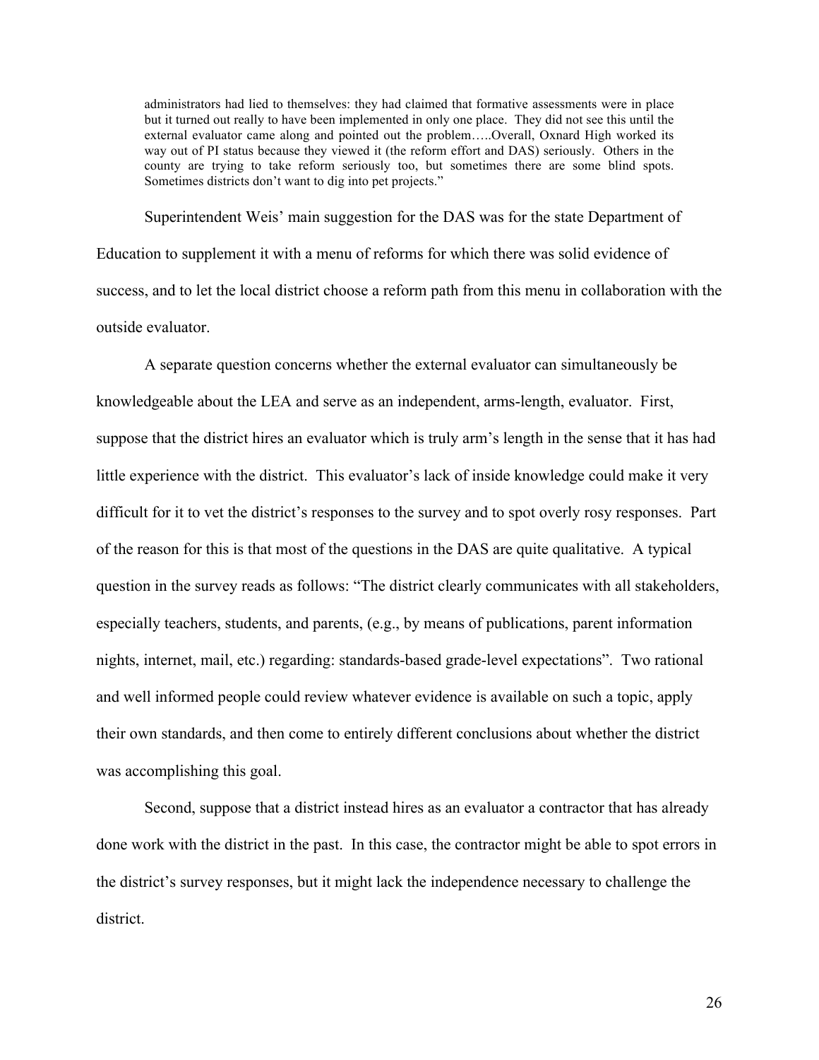> administrators had lied to themselves: they had claimed that formative assessments were in place but it turned out really to have been implemented in only one place. They did not see this until the external evaluator came along and pointed out the problem…..Overall, Oxnard High worked its way out of PI status because they viewed it (the reform effort and DAS) seriously. Others in the county are trying to take reform seriously too, but sometimes there are some blind spots. Sometimes districts don't want to dig into pet projects."

Superintendent Weis' main suggestion for the DAS was for the state Department of Education to supplement it with a menu of reforms for which there was solid evidence of success, and to let the local district choose a reform path from this menu in collaboration with the outside evaluator.

A separate question concerns whether the external evaluator can simultaneously be knowledgeable about the LEA and serve as an independent, arms-length, evaluator. First, suppose that the district hires an evaluator which is truly arm's length in the sense that it has had little experience with the district. This evaluator's lack of inside knowledge could make it very difficult for it to vet the district's responses to the survey and to spot overly rosy responses. Part of the reason for this is that most of the questions in the DAS are quite qualitative. A typical question in the survey reads as follows: "The district clearly communicates with all stakeholders, especially teachers, students, and parents, (e.g., by means of publications, parent information nights, internet, mail, etc.) regarding: standards-based grade-level expectations". Two rational and well informed people could review whatever evidence is available on such a topic, apply their own standards, and then come to entirely different conclusions about whether the district was accomplishing this goal.

Second, suppose that a district instead hires as an evaluator a contractor that has already done work with the district in the past. In this case, the contractor might be able to spot errors in the district's survey responses, but it might lack the independence necessary to challenge the district.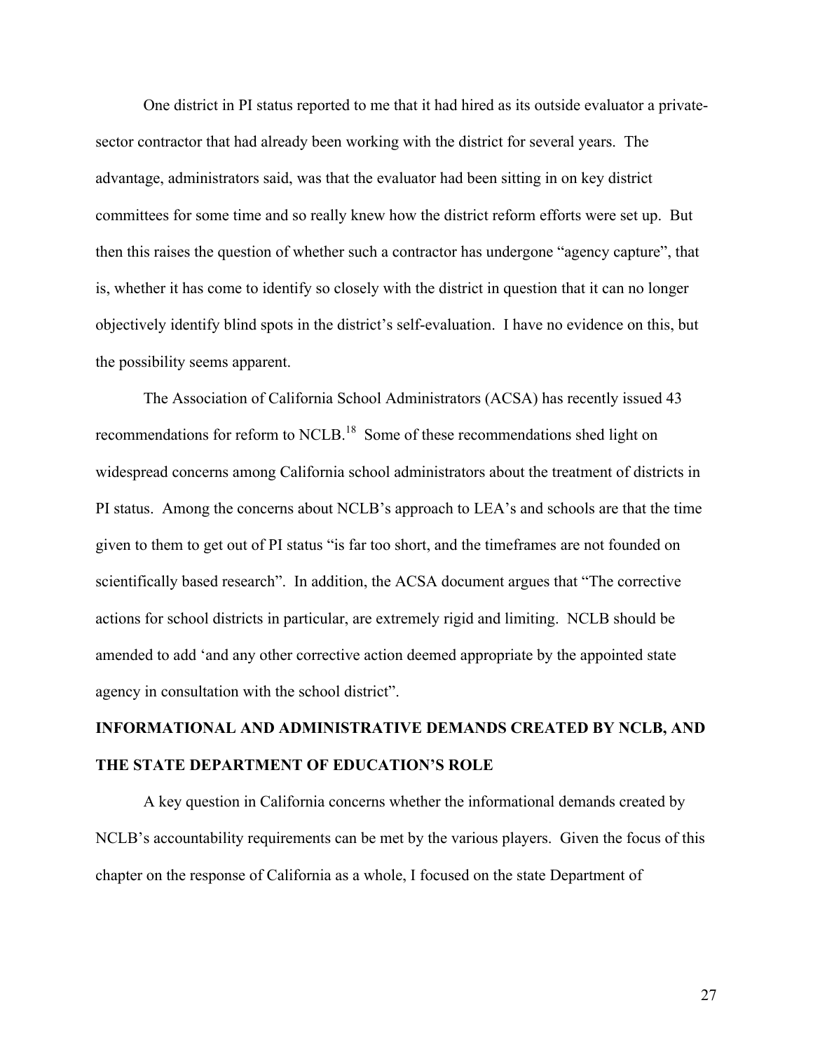One district in PI status reported to me that it had hired as its outside evaluator a private-sector contractor that had already been working with the district for several years. The advantage, administrators said, was that the evaluator had been sitting in on key district committees for some time and so really knew how the district reform efforts were set up. But then this raises the question of whether such a contractor has undergone "agency capture", that is, whether it has come to identify so closely with the district in question that it can no longer objectively identify blind spots in the district's self-evaluation. I have no evidence on this, but the possibility seems apparent.

The Association of California School Administrators (ACSA) has recently issued 43 recommendations for reform to NCLB.[18] Some of these recommendations shed light on widespread concerns among California school administrators about the treatment of districts in PI status. Among the concerns about NCLB's approach to LEA's and schools are that the time given to them to get out of PI status "is far too short, and the timeframes are not founded on scientifically based research". In addition, the ACSA document argues that "The corrective actions for school districts in particular, are extremely rigid and limiting. NCLB should be amended to add 'and any other corrective action deemed appropriate by the appointed state agency in consultation with the school district".

## INFORMATIONAL AND ADMINISTRATIVE DEMANDS CREATED BY NCLB, AND THE STATE DEPARTMENT OF EDUCATION'S ROLE

A key question in California concerns whether the informational demands created by NCLB's accountability requirements can be met by the various players. Given the focus of this chapter on the response of California as a whole, I focused on the state Department of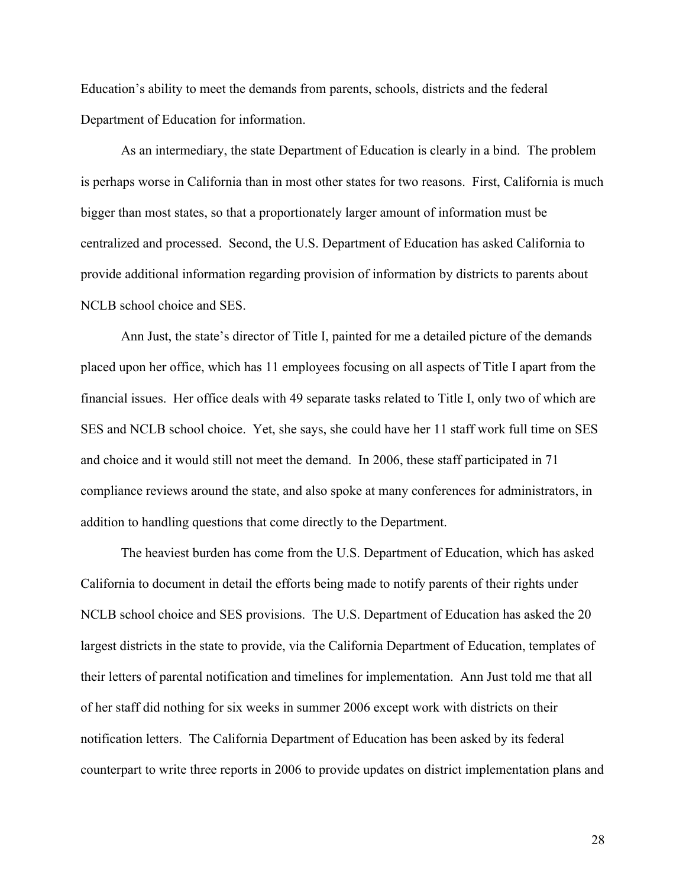Education's ability to meet the demands from parents, schools, districts and the federal Department of Education for information.

As an intermediary, the state Department of Education is clearly in a bind. The problem is perhaps worse in California than in most other states for two reasons. First, California is much bigger than most states, so that a proportionately larger amount of information must be centralized and processed. Second, the U.S. Department of Education has asked California to provide additional information regarding provision of information by districts to parents about NCLB school choice and SES.

Ann Just, the state's director of Title I, painted for me a detailed picture of the demands placed upon her office, which has 11 employees focusing on all aspects of Title I apart from the financial issues. Her office deals with 49 separate tasks related to Title I, only two of which are SES and NCLB school choice. Yet, she says, she could have her 11 staff work full time on SES and choice and it would still not meet the demand. In 2006, these staff participated in 71 compliance reviews around the state, and also spoke at many conferences for administrators, in addition to handling questions that come directly to the Department.

The heaviest burden has come from the U.S. Department of Education, which has asked California to document in detail the efforts being made to notify parents of their rights under NCLB school choice and SES provisions. The U.S. Department of Education has asked the 20 largest districts in the state to provide, via the California Department of Education, templates of their letters of parental notification and timelines for implementation. Ann Just told me that all of her staff did nothing for six weeks in summer 2006 except work with districts on their notification letters. The California Department of Education has been asked by its federal counterpart to write three reports in 2006 to provide updates on district implementation plans and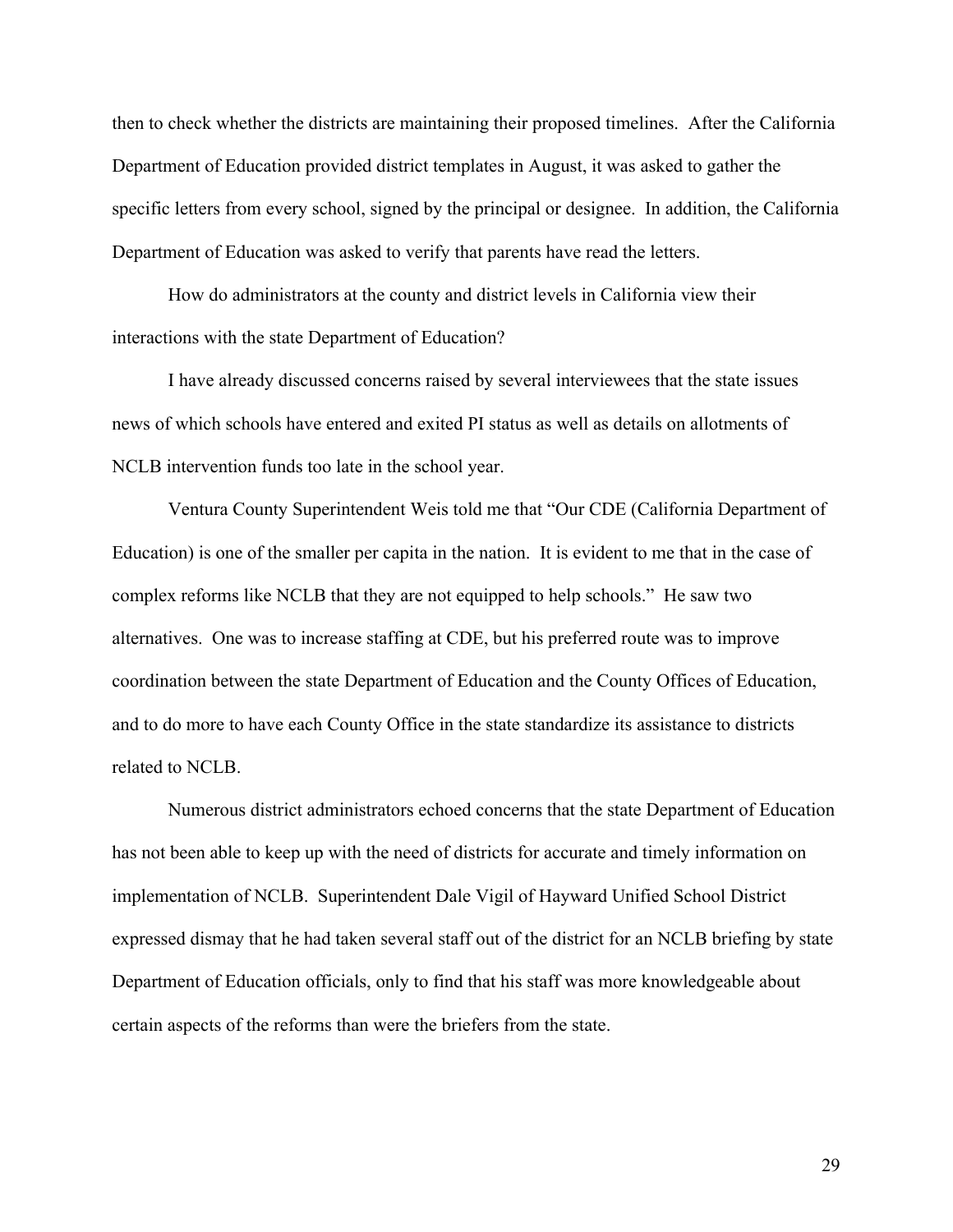then to check whether the districts are maintaining their proposed timelines. After the California Department of Education provided district templates in August, it was asked to gather the specific letters from every school, signed by the principal or designee. In addition, the California Department of Education was asked to verify that parents have read the letters.

How do administrators at the county and district levels in California view their interactions with the state Department of Education?

I have already discussed concerns raised by several interviewees that the state issues news of which schools have entered and exited PI status as well as details on allotments of NCLB intervention funds too late in the school year.

Ventura County Superintendent Weis told me that "Our CDE (California Department of Education) is one of the smaller per capita in the nation. It is evident to me that in the case of complex reforms like NCLB that they are not equipped to help schools." He saw two alternatives. One was to increase staffing at CDE, but his preferred route was to improve coordination between the state Department of Education and the County Offices of Education, and to do more to have each County Office in the state standardize its assistance to districts related to NCLB.

Numerous district administrators echoed concerns that the state Department of Education has not been able to keep up with the need of districts for accurate and timely information on implementation of NCLB. Superintendent Dale Vigil of Hayward Unified School District expressed dismay that he had taken several staff out of the district for an NCLB briefing by state Department of Education officials, only to find that his staff was more knowledgeable about certain aspects of the reforms than were the briefers from the state.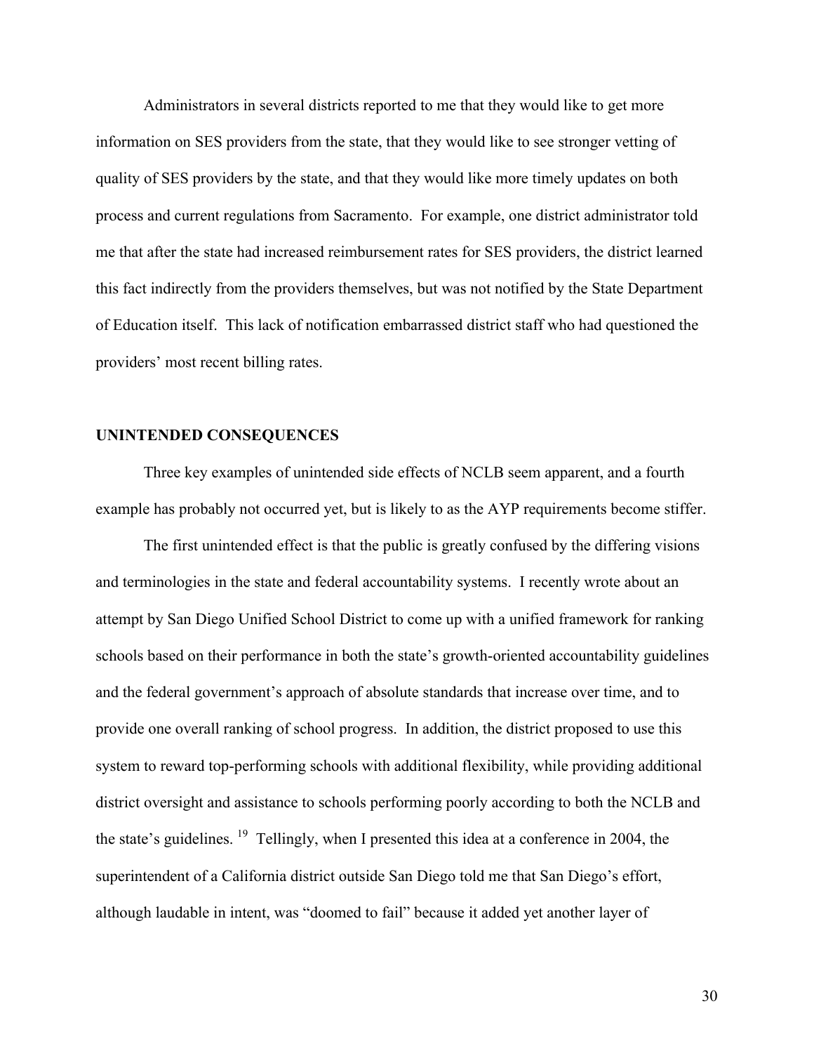Administrators in several districts reported to me that they would like to get more information on SES providers from the state, that they would like to see stronger vetting of quality of SES providers by the state, and that they would like more timely updates on both process and current regulations from Sacramento. For example, one district administrator told me that after the state had increased reimbursement rates for SES providers, the district learned this fact indirectly from the providers themselves, but was not notified by the State Department of Education itself. This lack of notification embarrassed district staff who had questioned the providers' most recent billing rates.

## UNINTENDED CONSEQUENCES

Three key examples of unintended side effects of NCLB seem apparent, and a fourth example has probably not occurred yet, but is likely to as the AYP requirements become stiffer.

The first unintended effect is that the public is greatly confused by the differing visions and terminologies in the state and federal accountability systems. I recently wrote about an attempt by San Diego Unified School District to come up with a unified framework for ranking schools based on their performance in both the state's growth-oriented accountability guidelines and the federal government's approach of absolute standards that increase over time, and to provide one overall ranking of school progress. In addition, the district proposed to use this system to reward top-performing schools with additional flexibility, while providing additional district oversight and assistance to schools performing poorly according to both the NCLB and the state's guidelines. [19] Tellingly, when I presented this idea at a conference in 2004, the superintendent of a California district outside San Diego told me that San Diego's effort, although laudable in intent, was "doomed to fail" because it added yet another layer of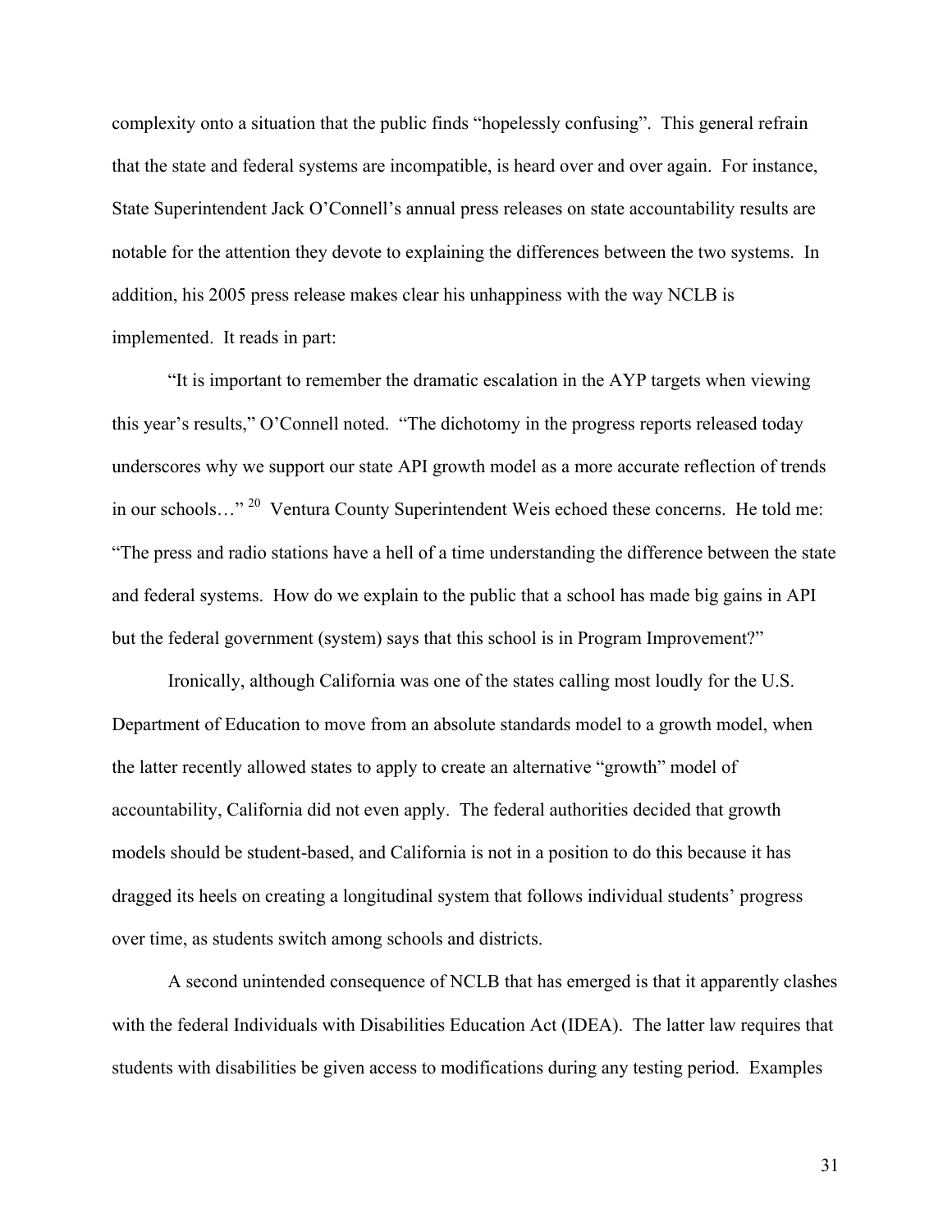complexity onto a situation that the public finds “hopelessly confusing”. This general refrain that the state and federal systems are incompatible, is heard over and over again. For instance, State Superintendent Jack O’Connell’s annual press releases on state accountability results are notable for the attention they devote to explaining the differences between the two systems. In addition, his 2005 press release makes clear his unhappiness with the way NCLB is implemented. It reads in part:

“It is important to remember the dramatic escalation in the AYP targets when viewing this year’s results,” O’Connell noted. “The dichotomy in the progress reports released today underscores why we support our state API growth model as a more accurate reflection of trends in our schools…” [20] Ventura County Superintendent Weis echoed these concerns. He told me: “The press and radio stations have a hell of a time understanding the difference between the state and federal systems. How do we explain to the public that a school has made big gains in API but the federal government (system) says that this school is in Program Improvement?”

Ironically, although California was one of the states calling most loudly for the U.S. Department of Education to move from an absolute standards model to a growth model, when the latter recently allowed states to apply to create an alternative “growth” model of accountability, California did not even apply. The federal authorities decided that growth models should be student-based, and California is not in a position to do this because it has dragged its heels on creating a longitudinal system that follows individual students’ progress over time, as students switch among schools and districts.

A second unintended consequence of NCLB that has emerged is that it apparently clashes with the federal Individuals with Disabilities Education Act (IDEA). The latter law requires that students with disabilities be given access to modifications during any testing period. Examples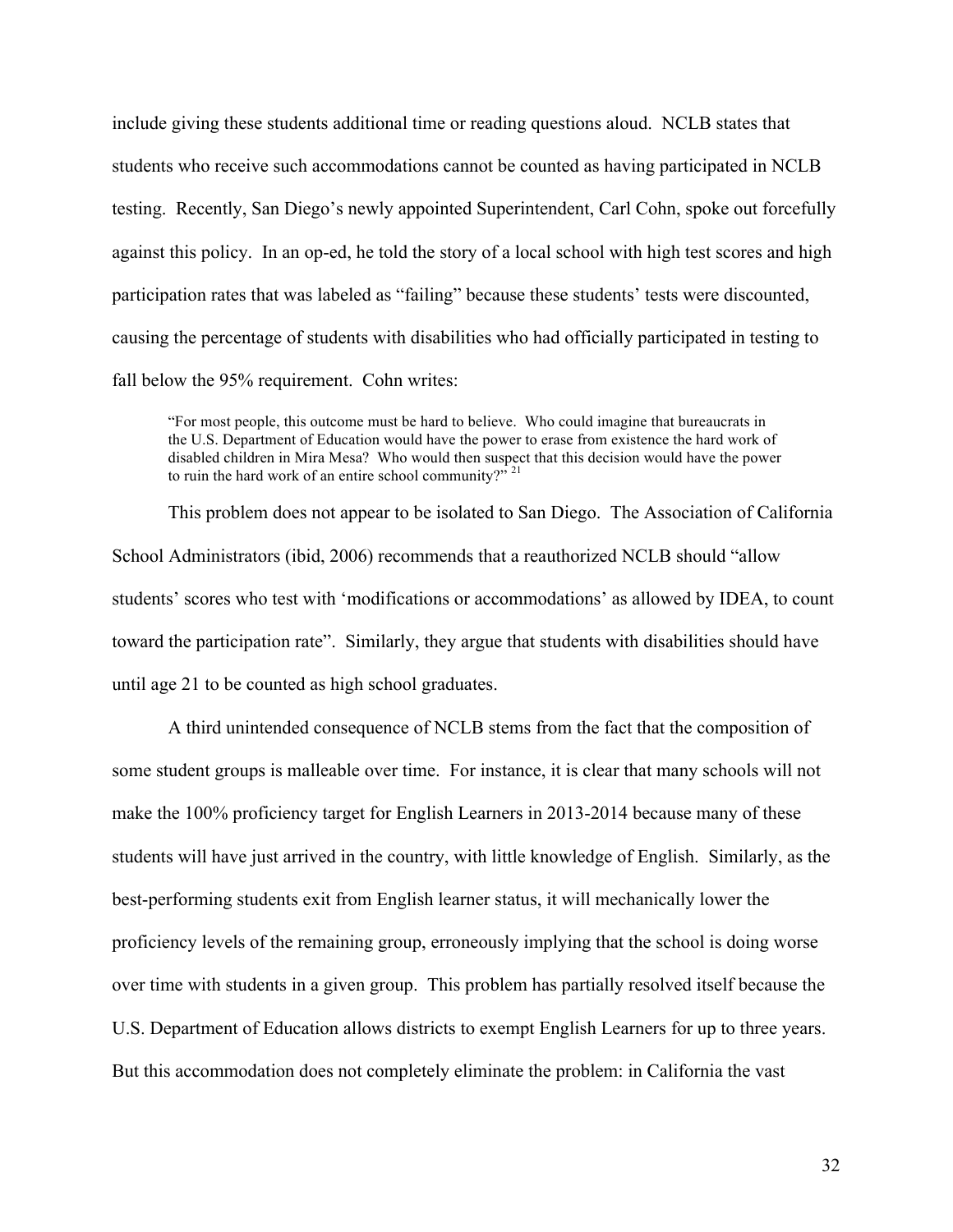include giving these students additional time or reading questions aloud. NCLB states that students who receive such accommodations cannot be counted as having participated in NCLB testing. Recently, San Diego's newly appointed Superintendent, Carl Cohn, spoke out forcefully against this policy. In an op-ed, he told the story of a local school with high test scores and high participation rates that was labeled as "failing" because these students' tests were discounted, causing the percentage of students with disabilities who had officially participated in testing to fall below the 95% requirement. Cohn writes:

> "For most people, this outcome must be hard to believe. Who could imagine that bureaucrats in the U.S. Department of Education would have the power to erase from existence the hard work of disabled children in Mira Mesa? Who would then suspect that this decision would have the power to ruin the hard work of an entire school community?"[21]

This problem does not appear to be isolated to San Diego. The Association of California School Administrators (ibid, 2006) recommends that a reauthorized NCLB should "allow students' scores who test with 'modifications or accommodations' as allowed by IDEA, to count toward the participation rate". Similarly, they argue that students with disabilities should have until age 21 to be counted as high school graduates.

A third unintended consequence of NCLB stems from the fact that the composition of some student groups is malleable over time. For instance, it is clear that many schools will not make the 100% proficiency target for English Learners in 2013-2014 because many of these students will have just arrived in the country, with little knowledge of English. Similarly, as the best-performing students exit from English learner status, it will mechanically lower the proficiency levels of the remaining group, erroneously implying that the school is doing worse over time with students in a given group. This problem has partially resolved itself because the U.S. Department of Education allows districts to exempt English Learners for up to three years. But this accommodation does not completely eliminate the problem: in California the vast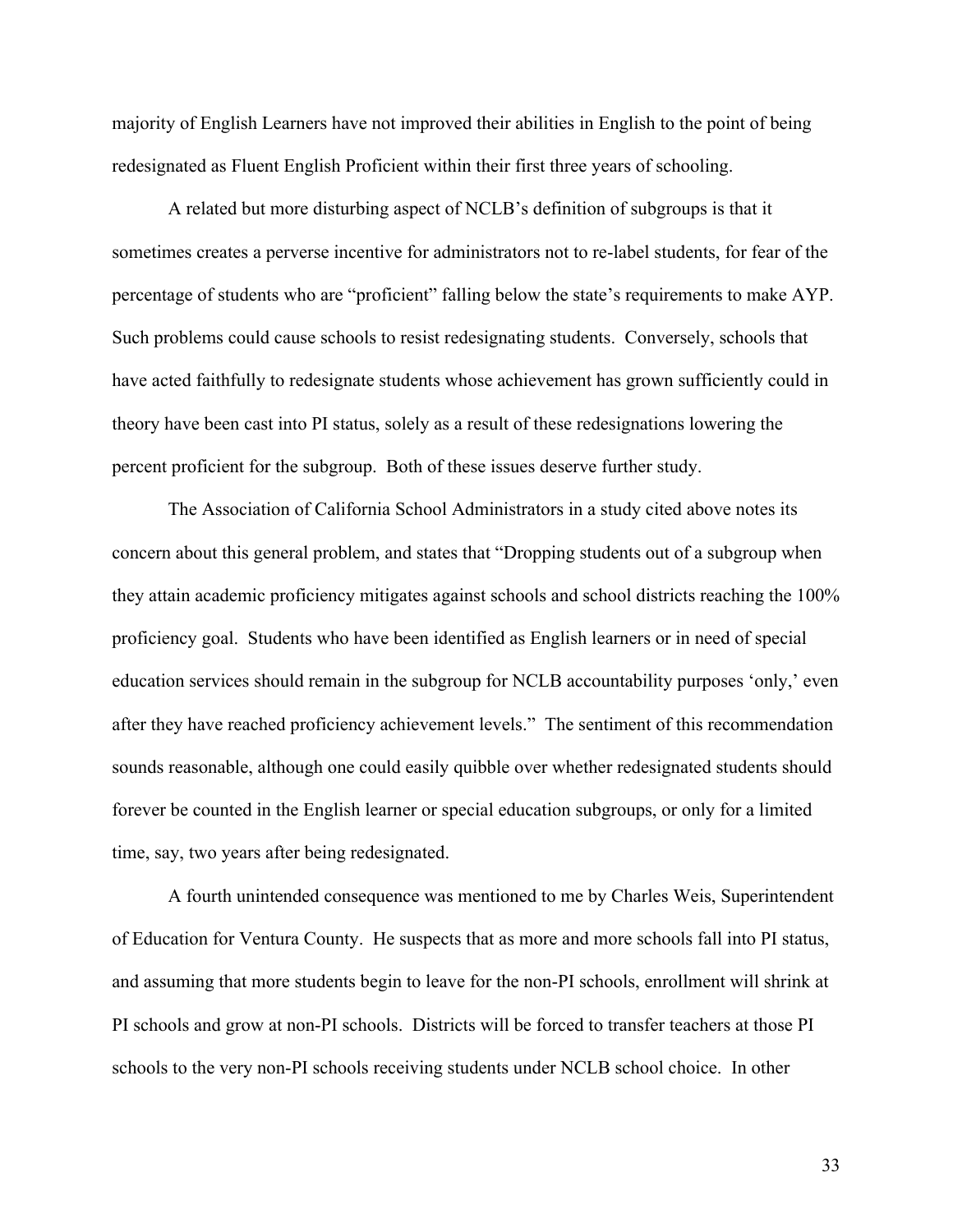majority of English Learners have not improved their abilities in English to the point of being redesignated as Fluent English Proficient within their first three years of schooling.

A related but more disturbing aspect of NCLB's definition of subgroups is that it sometimes creates a perverse incentive for administrators not to re-label students, for fear of the percentage of students who are "proficient" falling below the state's requirements to make AYP. Such problems could cause schools to resist redesignating students. Conversely, schools that have acted faithfully to redesignate students whose achievement has grown sufficiently could in theory have been cast into PI status, solely as a result of these redesignations lowering the percent proficient for the subgroup. Both of these issues deserve further study.

The Association of California School Administrators in a study cited above notes its concern about this general problem, and states that "Dropping students out of a subgroup when they attain academic proficiency mitigates against schools and school districts reaching the 100% proficiency goal. Students who have been identified as English learners or in need of special education services should remain in the subgroup for NCLB accountability purposes 'only,' even after they have reached proficiency achievement levels." The sentiment of this recommendation sounds reasonable, although one could easily quibble over whether redesignated students should forever be counted in the English learner or special education subgroups, or only for a limited time, say, two years after being redesignated.

A fourth unintended consequence was mentioned to me by Charles Weis, Superintendent of Education for Ventura County. He suspects that as more and more schools fall into PI status, and assuming that more students begin to leave for the non-PI schools, enrollment will shrink at PI schools and grow at non-PI schools. Districts will be forced to transfer teachers at those PI schools to the very non-PI schools receiving students under NCLB school choice. In other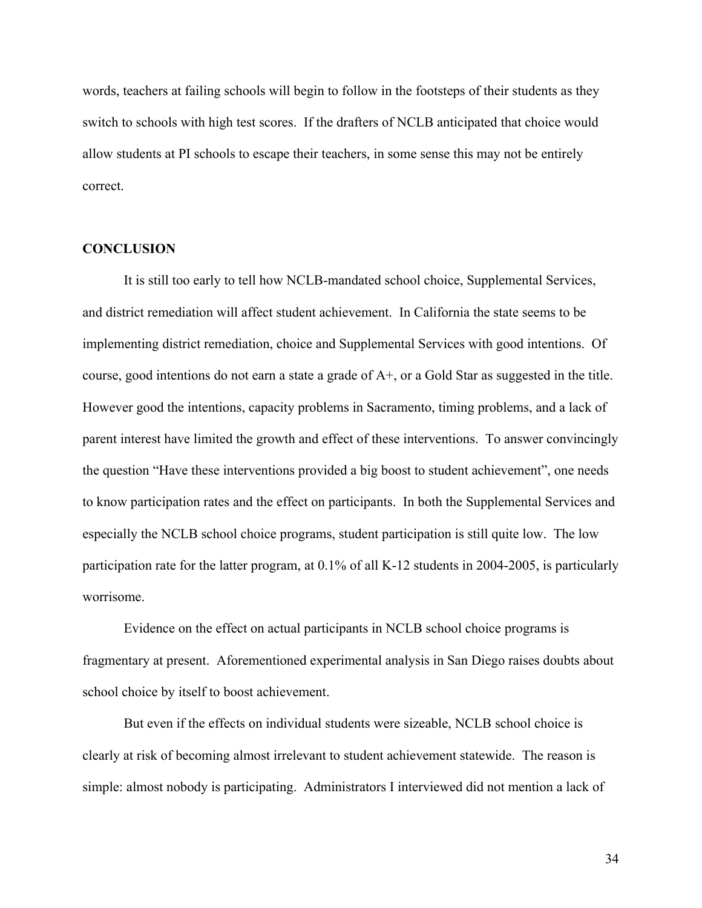words, teachers at failing schools will begin to follow in the footsteps of their students as they switch to schools with high test scores. If the drafters of NCLB anticipated that choice would allow students at PI schools to escape their teachers, in some sense this may not be entirely correct.

## CONCLUSION

It is still too early to tell how NCLB-mandated school choice, Supplemental Services, and district remediation will affect student achievement. In California the state seems to be implementing district remediation, choice and Supplemental Services with good intentions. Of course, good intentions do not earn a state a grade of A+, or a Gold Star as suggested in the title. However good the intentions, capacity problems in Sacramento, timing problems, and a lack of parent interest have limited the growth and effect of these interventions. To answer convincingly the question "Have these interventions provided a big boost to student achievement", one needs to know participation rates and the effect on participants. In both the Supplemental Services and especially the NCLB school choice programs, student participation is still quite low. The low participation rate for the latter program, at 0.1% of all K-12 students in 2004-2005, is particularly worrisome.

Evidence on the effect on actual participants in NCLB school choice programs is fragmentary at present. Aforementioned experimental analysis in San Diego raises doubts about school choice by itself to boost achievement.

But even if the effects on individual students were sizeable, NCLB school choice is clearly at risk of becoming almost irrelevant to student achievement statewide. The reason is simple: almost nobody is participating. Administrators I interviewed did not mention a lack of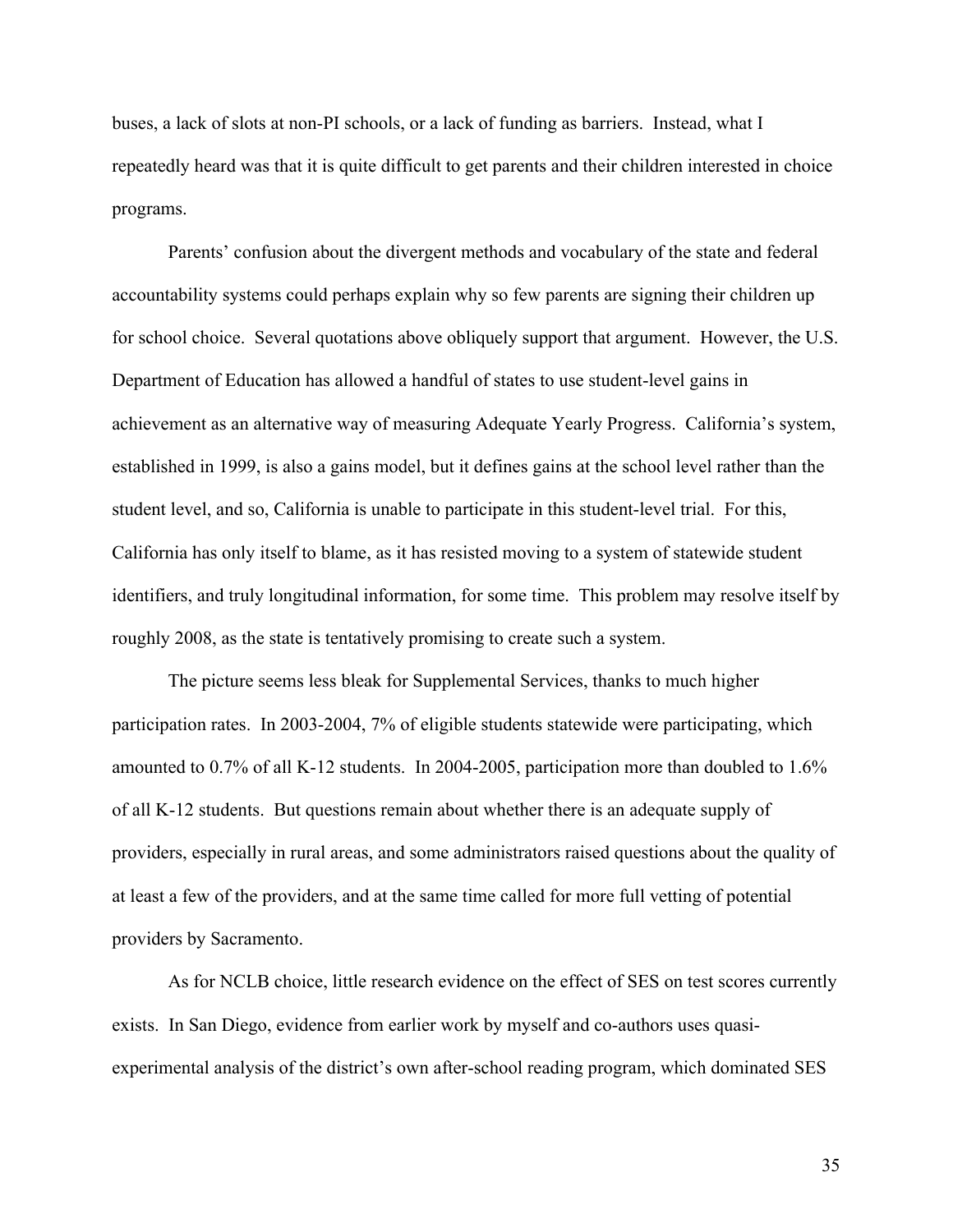buses, a lack of slots at non-PI schools, or a lack of funding as barriers. Instead, what I repeatedly heard was that it is quite difficult to get parents and their children interested in choice programs.

Parents' confusion about the divergent methods and vocabulary of the state and federal accountability systems could perhaps explain why so few parents are signing their children up for school choice. Several quotations above obliquely support that argument. However, the U.S. Department of Education has allowed a handful of states to use student-level gains in achievement as an alternative way of measuring Adequate Yearly Progress. California's system, established in 1999, is also a gains model, but it defines gains at the school level rather than the student level, and so, California is unable to participate in this student-level trial. For this, California has only itself to blame, as it has resisted moving to a system of statewide student identifiers, and truly longitudinal information, for some time. This problem may resolve itself by roughly 2008, as the state is tentatively promising to create such a system.

The picture seems less bleak for Supplemental Services, thanks to much higher participation rates. In 2003-2004, 7% of eligible students statewide were participating, which amounted to 0.7% of all K-12 students. In 2004-2005, participation more than doubled to 1.6% of all K-12 students. But questions remain about whether there is an adequate supply of providers, especially in rural areas, and some administrators raised questions about the quality of at least a few of the providers, and at the same time called for more full vetting of potential providers by Sacramento.

As for NCLB choice, little research evidence on the effect of SES on test scores currently exists. In San Diego, evidence from earlier work by myself and co-authors uses quasi-experimental analysis of the district's own after-school reading program, which dominated SES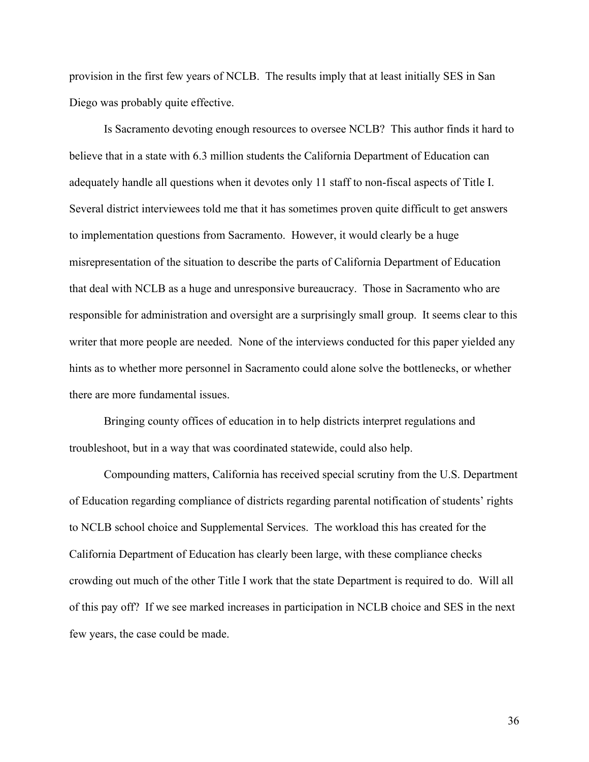provision in the first few years of NCLB. The results imply that at least initially SES in San Diego was probably quite effective.

Is Sacramento devoting enough resources to oversee NCLB? This author finds it hard to believe that in a state with 6.3 million students the California Department of Education can adequately handle all questions when it devotes only 11 staff to non-fiscal aspects of Title I. Several district interviewees told me that it has sometimes proven quite difficult to get answers to implementation questions from Sacramento. However, it would clearly be a huge misrepresentation of the situation to describe the parts of California Department of Education that deal with NCLB as a huge and unresponsive bureaucracy. Those in Sacramento who are responsible for administration and oversight are a surprisingly small group. It seems clear to this writer that more people are needed. None of the interviews conducted for this paper yielded any hints as to whether more personnel in Sacramento could alone solve the bottlenecks, or whether there are more fundamental issues.

Bringing county offices of education in to help districts interpret regulations and troubleshoot, but in a way that was coordinated statewide, could also help.

Compounding matters, California has received special scrutiny from the U.S. Department of Education regarding compliance of districts regarding parental notification of students' rights to NCLB school choice and Supplemental Services. The workload this has created for the California Department of Education has clearly been large, with these compliance checks crowding out much of the other Title I work that the state Department is required to do. Will all of this pay off? If we see marked increases in participation in NCLB choice and SES in the next few years, the case could be made.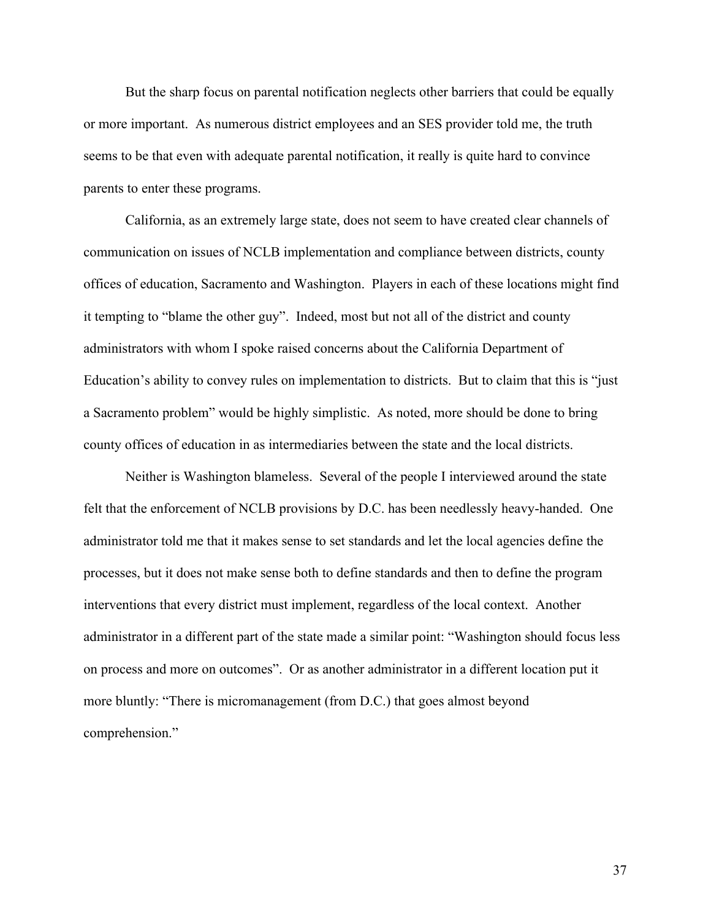But the sharp focus on parental notification neglects other barriers that could be equally or more important. As numerous district employees and an SES provider told me, the truth seems to be that even with adequate parental notification, it really is quite hard to convince parents to enter these programs.

California, as an extremely large state, does not seem to have created clear channels of communication on issues of NCLB implementation and compliance between districts, county offices of education, Sacramento and Washington. Players in each of these locations might find it tempting to "blame the other guy". Indeed, most but not all of the district and county administrators with whom I spoke raised concerns about the California Department of Education's ability to convey rules on implementation to districts. But to claim that this is "just a Sacramento problem" would be highly simplistic. As noted, more should be done to bring county offices of education in as intermediaries between the state and the local districts.

Neither is Washington blameless. Several of the people I interviewed around the state felt that the enforcement of NCLB provisions by D.C. has been needlessly heavy-handed. One administrator told me that it makes sense to set standards and let the local agencies define the processes, but it does not make sense both to define standards and then to define the program interventions that every district must implement, regardless of the local context. Another administrator in a different part of the state made a similar point: "Washington should focus less on process and more on outcomes". Or as another administrator in a different location put it more bluntly: "There is micromanagement (from D.C.) that goes almost beyond comprehension."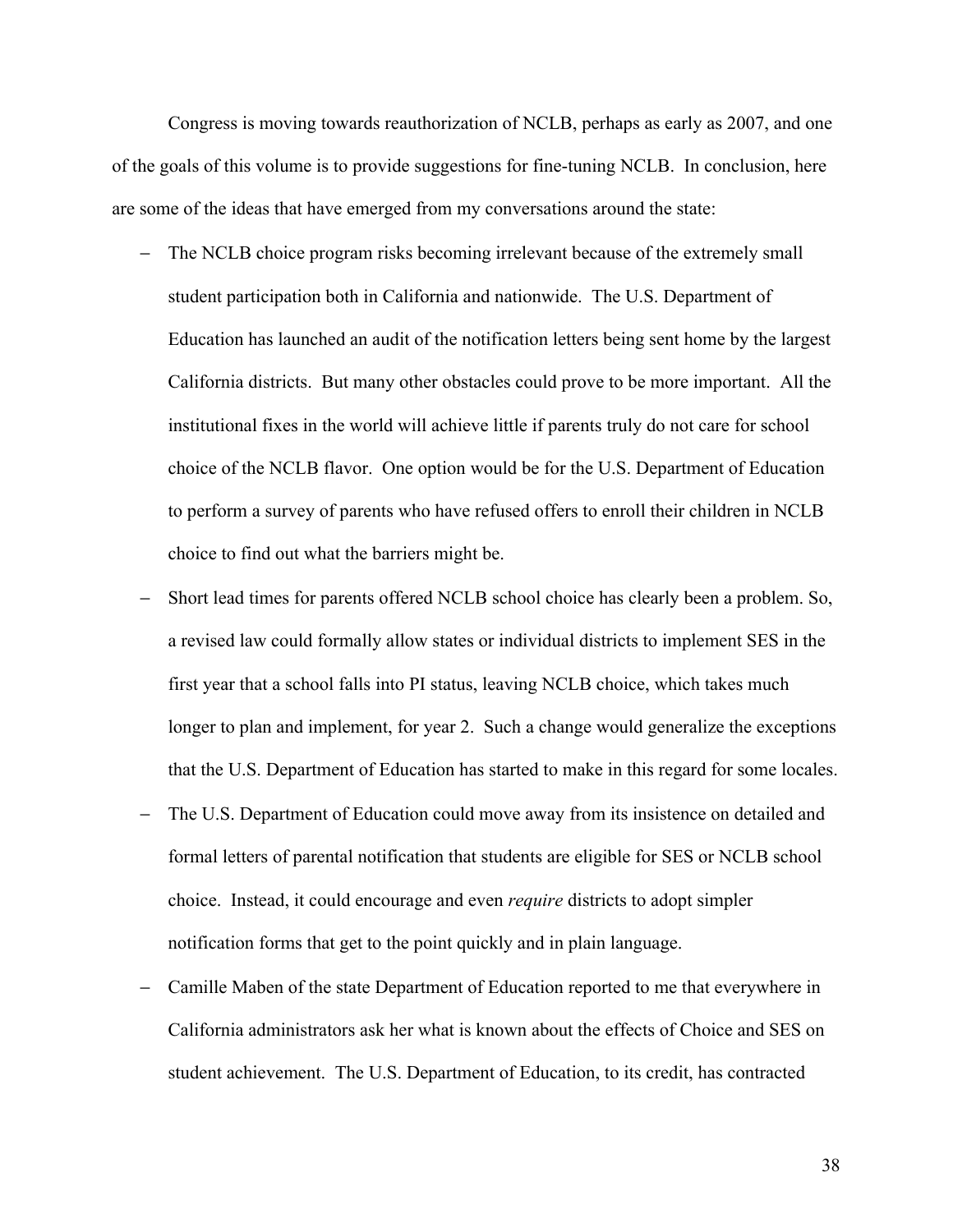Congress is moving towards reauthorization of NCLB, perhaps as early as 2007, and one of the goals of this volume is to provide suggestions for fine-tuning NCLB. In conclusion, here are some of the ideas that have emerged from my conversations around the state:

- The NCLB choice program risks becoming irrelevant because of the extremely small student participation both in California and nationwide. The U.S. Department of Education has launched an audit of the notification letters being sent home by the largest California districts. But many other obstacles could prove to be more important. All the institutional fixes in the world will achieve little if parents truly do not care for school choice of the NCLB flavor. One option would be for the U.S. Department of Education to perform a survey of parents who have refused offers to enroll their children in NCLB choice to find out what the barriers might be.
- Short lead times for parents offered NCLB school choice has clearly been a problem. So, a revised law could formally allow states or individual districts to implement SES in the first year that a school falls into PI status, leaving NCLB choice, which takes much longer to plan and implement, for year 2. Such a change would generalize the exceptions that the U.S. Department of Education has started to make in this regard for some locales.
- The U.S. Department of Education could move away from its insistence on detailed and formal letters of parental notification that students are eligible for SES or NCLB school choice. Instead, it could encourage and even *require* districts to adopt simpler notification forms that get to the point quickly and in plain language.
- Camille Maben of the state Department of Education reported to me that everywhere in California administrators ask her what is known about the effects of Choice and SES on student achievement. The U.S. Department of Education, to its credit, has contracted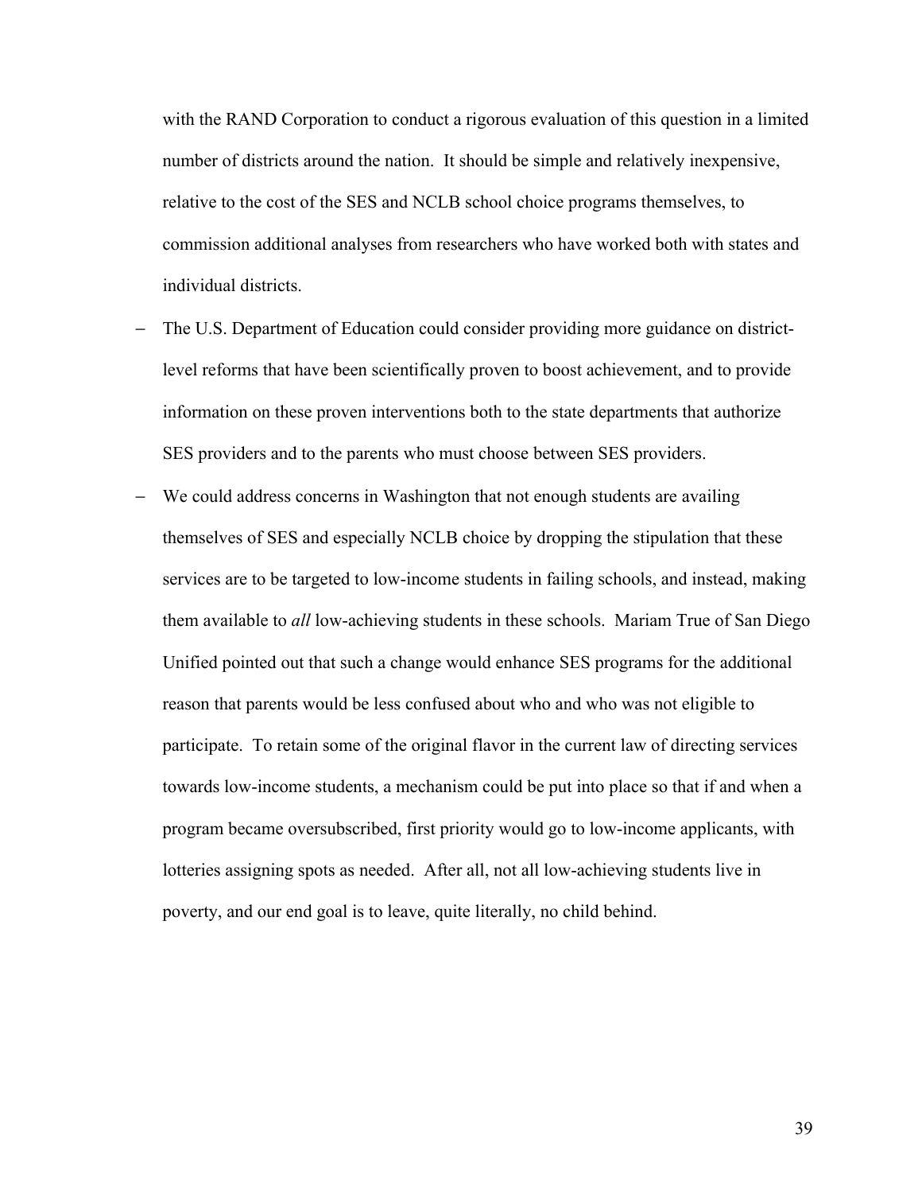with the RAND Corporation to conduct a rigorous evaluation of this question in a limited number of districts around the nation. It should be simple and relatively inexpensive, relative to the cost of the SES and NCLB school choice programs themselves, to commission additional analyses from researchers who have worked both with states and individual districts.

- The U.S. Department of Education could consider providing more guidance on district-level reforms that have been scientifically proven to boost achievement, and to provide information on these proven interventions both to the state departments that authorize SES providers and to the parents who must choose between SES providers.
- We could address concerns in Washington that not enough students are availing themselves of SES and especially NCLB choice by dropping the stipulation that these services are to be targeted to low-income students in failing schools, and instead, making them available to *all* low-achieving students in these schools. Mariam True of San Diego Unified pointed out that such a change would enhance SES programs for the additional reason that parents would be less confused about who and who was not eligible to participate. To retain some of the original flavor in the current law of directing services towards low-income students, a mechanism could be put into place so that if and when a program became oversubscribed, first priority would go to low-income applicants, with lotteries assigning spots as needed. After all, not all low-achieving students live in poverty, and our end goal is to leave, quite literally, no child behind.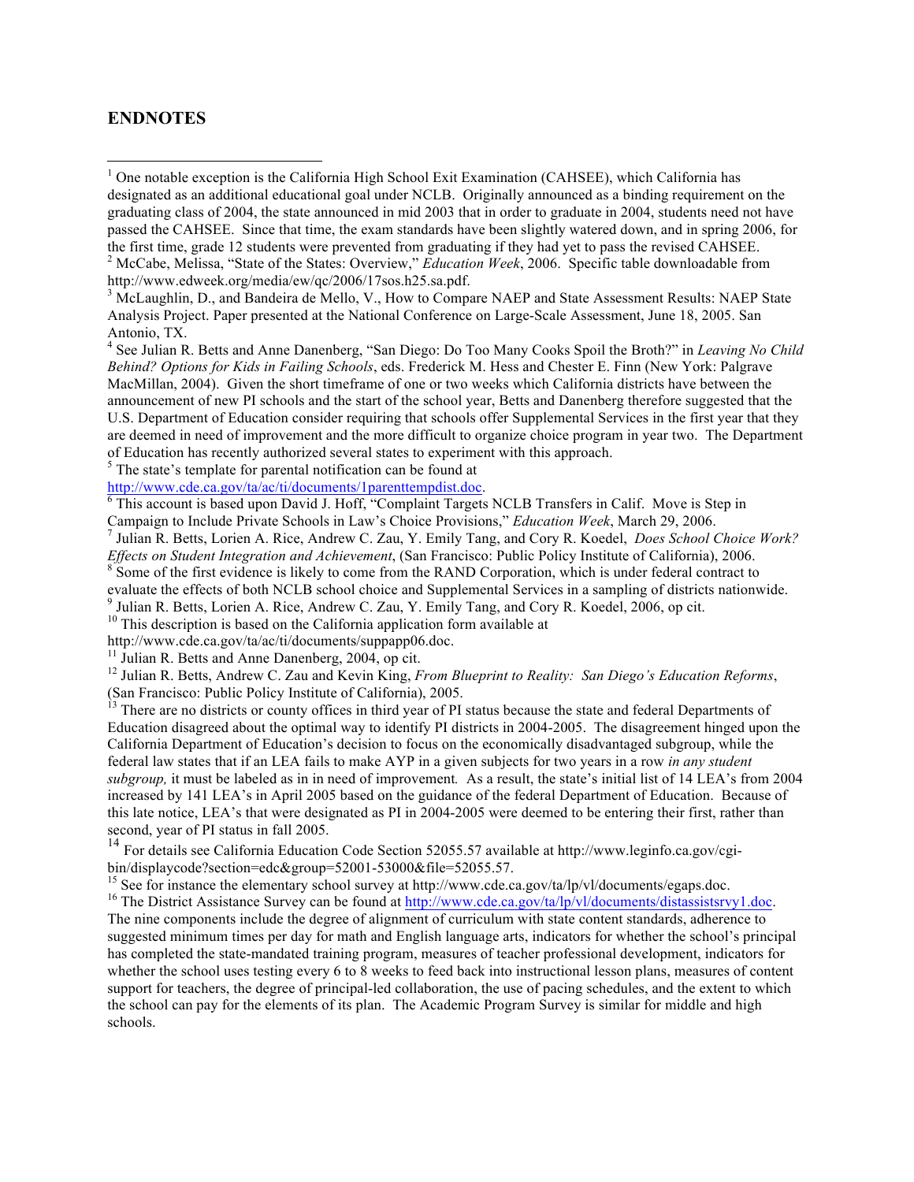## ENDNOTES

[1] One notable exception is the California High School Exit Examination (CAHSEE), which California has designated as an additional educational goal under NCLB. Originally announced as a binding requirement on the graduating class of 2004, the state announced in mid 2003 that in order to graduate in 2004, students need not have passed the CAHSEE. Since that time, the exam standards have been slightly watered down, and in spring 2006, for the first time, grade 12 students were prevented from graduating if they had yet to pass the revised CAHSEE.

[2] McCabe, Melissa, "State of the States: Overview," *Education Week*, 2006. Specific table downloadable from http://www.edweek.org/media/ew/qc/2006/17sos.h25.sa.pdf.

[3] McLaughlin, D., and Bandeira de Mello, V., How to Compare NAEP and State Assessment Results: NAEP State Analysis Project. Paper presented at the National Conference on Large-Scale Assessment, June 18, 2005. San Antonio, TX.

[4] See Julian R. Betts and Anne Danenberg, "San Diego: Do Too Many Cooks Spoil the Broth?" in *Leaving No Child Behind? Options for Kids in Failing Schools*, eds. Frederick M. Hess and Chester E. Finn (New York: Palgrave MacMillan, 2004). Given the short timeframe of one or two weeks which California districts have between the announcement of new PI schools and the start of the school year, Betts and Danenberg therefore suggested that the U.S. Department of Education consider requiring that schools offer Supplemental Services in the first year that they are deemed in need of improvement and the more difficult to organize choice program in year two. The Department of Education has recently authorized several states to experiment with this approach.

[5] The state's template for parental notification can be found at http://www.cde.ca.gov/ta/ac/ti/documents/1parenttempdist.doc.

[6] This account is based upon David J. Hoff, "Complaint Targets NCLB Transfers in Calif. Move is Step in Campaign to Include Private Schools in Law's Choice Provisions," *Education Week*, March 29, 2006.

[7] Julian R. Betts, Lorien A. Rice, Andrew C. Zau, Y. Emily Tang, and Cory R. Koedel, *Does School Choice Work? Effects on Student Integration and Achievement*, (San Francisco: Public Policy Institute of California), 2006.

[8] Some of the first evidence is likely to come from the RAND Corporation, which is under federal contract to evaluate the effects of both NCLB school choice and Supplemental Services in a sampling of districts nationwide.

[9] Julian R. Betts, Lorien A. Rice, Andrew C. Zau, Y. Emily Tang, and Cory R. Koedel, 2006, op cit.

[10] This description is based on the California application form available at http://www.cde.ca.gov/ta/ac/ti/documents/suppapp06.doc.

[11] Julian R. Betts and Anne Danenberg, 2004, op cit.

[12] Julian R. Betts, Andrew C. Zau and Kevin King, *From Blueprint to Reality: San Diego's Education Reforms*, (San Francisco: Public Policy Institute of California), 2005.

[13] There are no districts or county offices in third year of PI status because the state and federal Departments of Education disagreed about the optimal way to identify PI districts in 2004-2005. The disagreement hinged upon the California Department of Education's decision to focus on the economically disadvantaged subgroup, while the federal law states that if an LEA fails to make AYP in a given subjects for two years in a row *in any student subgroup,* it must be labeled as in in need of improvement*.* As a result, the state's initial list of 14 LEA's from 2004 increased by 141 LEA's in April 2005 based on the guidance of the federal Department of Education. Because of this late notice, LEA's that were designated as PI in 2004-2005 were deemed to be entering their first, rather than second, year of PI status in fall 2005.

[14] For details see California Education Code Section 52055.57 available at http://www.leginfo.ca.gov/cgi-bin/displaycode?section=edc&group=52001-53000&file=52055.57.

[15] See for instance the elementary school survey at http://www.cde.ca.gov/ta/lp/vl/documents/egaps.doc.

[16] The District Assistance Survey can be found at http://www.cde.ca.gov/ta/lp/vl/documents/distassistsrvy1.doc. The nine components include the degree of alignment of curriculum with state content standards, adherence to suggested minimum times per day for math and English language arts, indicators for whether the school's principal has completed the state-mandated training program, measures of teacher professional development, indicators for whether the school uses testing every 6 to 8 weeks to feed back into instructional lesson plans, measures of content support for teachers, the degree of principal-led collaboration, the use of pacing schedules, and the extent to which the school can pay for the elements of its plan. The Academic Program Survey is similar for middle and high schools.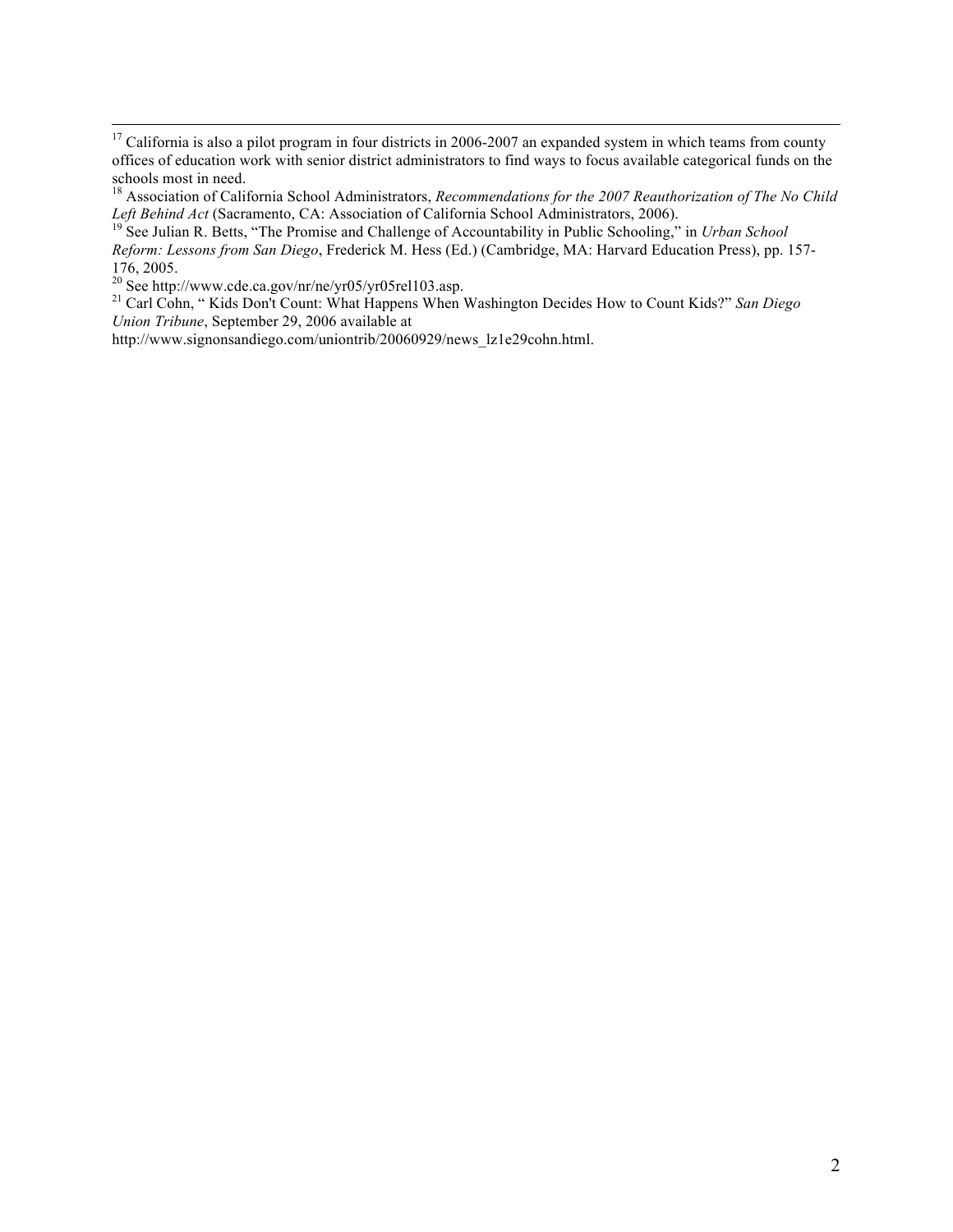[17] California is also a pilot program in four districts in 2006-2007 an expanded system in which teams from county offices of education work with senior district administrators to find ways to focus available categorical funds on the schools most in need.

[18] Association of California School Administrators, *Recommendations for the 2007 Reauthorization of The No Child Left Behind Act* (Sacramento, CA: Association of California School Administrators, 2006).

[19] See Julian R. Betts, "The Promise and Challenge of Accountability in Public Schooling," in *Urban School Reform: Lessons from San Diego*, Frederick M. Hess (Ed.) (Cambridge, MA: Harvard Education Press), pp. 157-176, 2005.

[20] See http://www.cde.ca.gov/nr/ne/yr05/yr05rel103.asp.

[21] Carl Cohn, " Kids Don't Count: What Happens When Washington Decides How to Count Kids?" *San Diego Union Tribune*, September 29, 2006 available at http://www.signonsandiego.com/uniontrib/20060929/news_lz1e29cohn.html.